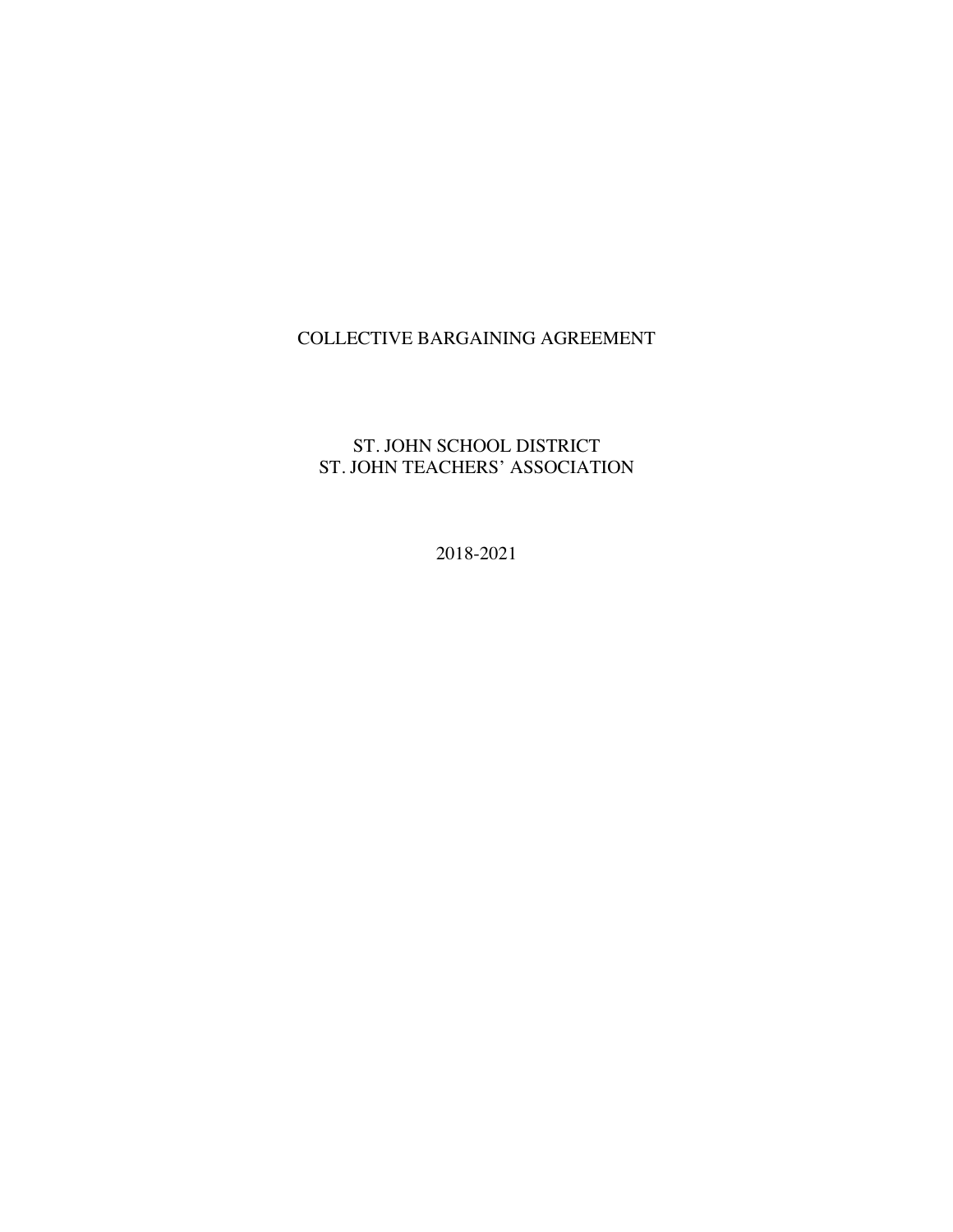# COLLECTIVE BARGAINING AGREEMENT

## ST. JOHN SCHOOL DISTRICT
## ST. JOHN TEACHERS' ASSOCIATION

2018-2021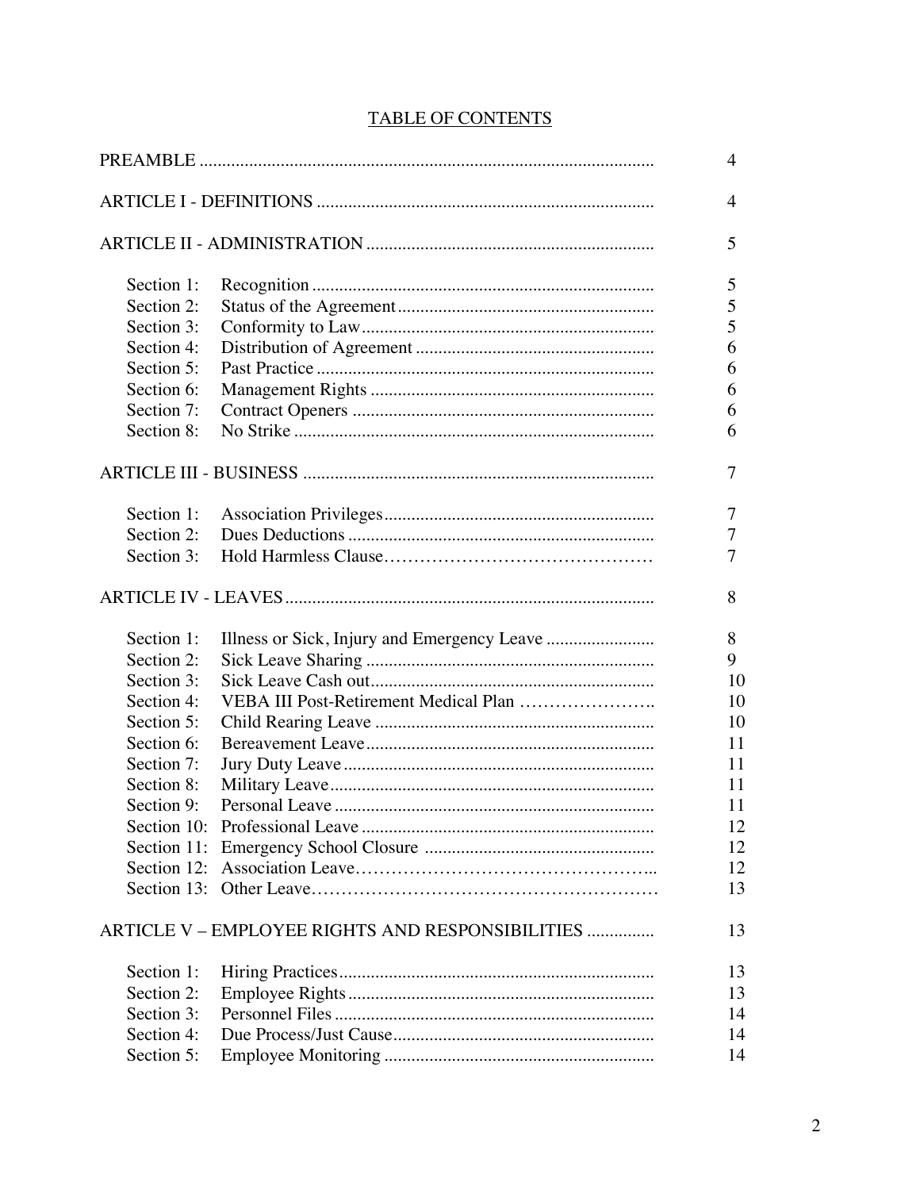# TABLE OF CONTENTS

| | | |
|---|---|---|
| PREAMBLE | | 4 |
| ARTICLE I - DEFINITIONS | | 4 |
| ARTICLE II - ADMINISTRATION | | 5 |
| Section 1: | Recognition | 5 |
| Section 2: | Status of the Agreement | 5 |
| Section 3: | Conformity to Law | 5 |
| Section 4: | Distribution of Agreement | 6 |
| Section 5: | Past Practice | 6 |
| Section 6: | Management Rights | 6 |
| Section 7: | Contract Openers | 6 |
| Section 8: | No Strike | 6 |
| ARTICLE III - BUSINESS | | 7 |
| Section 1: | Association Privileges | 7 |
| Section 2: | Dues Deductions | 7 |
| Section 3: | Hold Harmless Clause | 7 |
| ARTICLE IV - LEAVES | | 8 |
| Section 1: | Illness or Sick, Injury and Emergency Leave | 8 |
| Section 2: | Sick Leave Sharing | 9 |
| Section 3: | Sick Leave Cash out | 10 |
| Section 4: | VEBA III Post-Retirement Medical Plan | 10 |
| Section 5: | Child Rearing Leave | 10 |
| Section 6: | Bereavement Leave | 11 |
| Section 7: | Jury Duty Leave | 11 |
| Section 8: | Military Leave | 11 |
| Section 9: | Personal Leave | 11 |
| Section 10: | Professional Leave | 12 |
| Section 11: | Emergency School Closure | 12 |
| Section 12: | Association Leave | 12 |
| Section 13: | Other Leave | 13 |
| ARTICLE V – EMPLOYEE RIGHTS AND RESPONSIBILITIES | | 13 |
| Section 1: | Hiring Practices | 13 |
| Section 2: | Employee Rights | 13 |
| Section 3: | Personnel Files | 14 |
| Section 4: | Due Process/Just Cause | 14 |
| Section 5: | Employee Monitoring | 14 |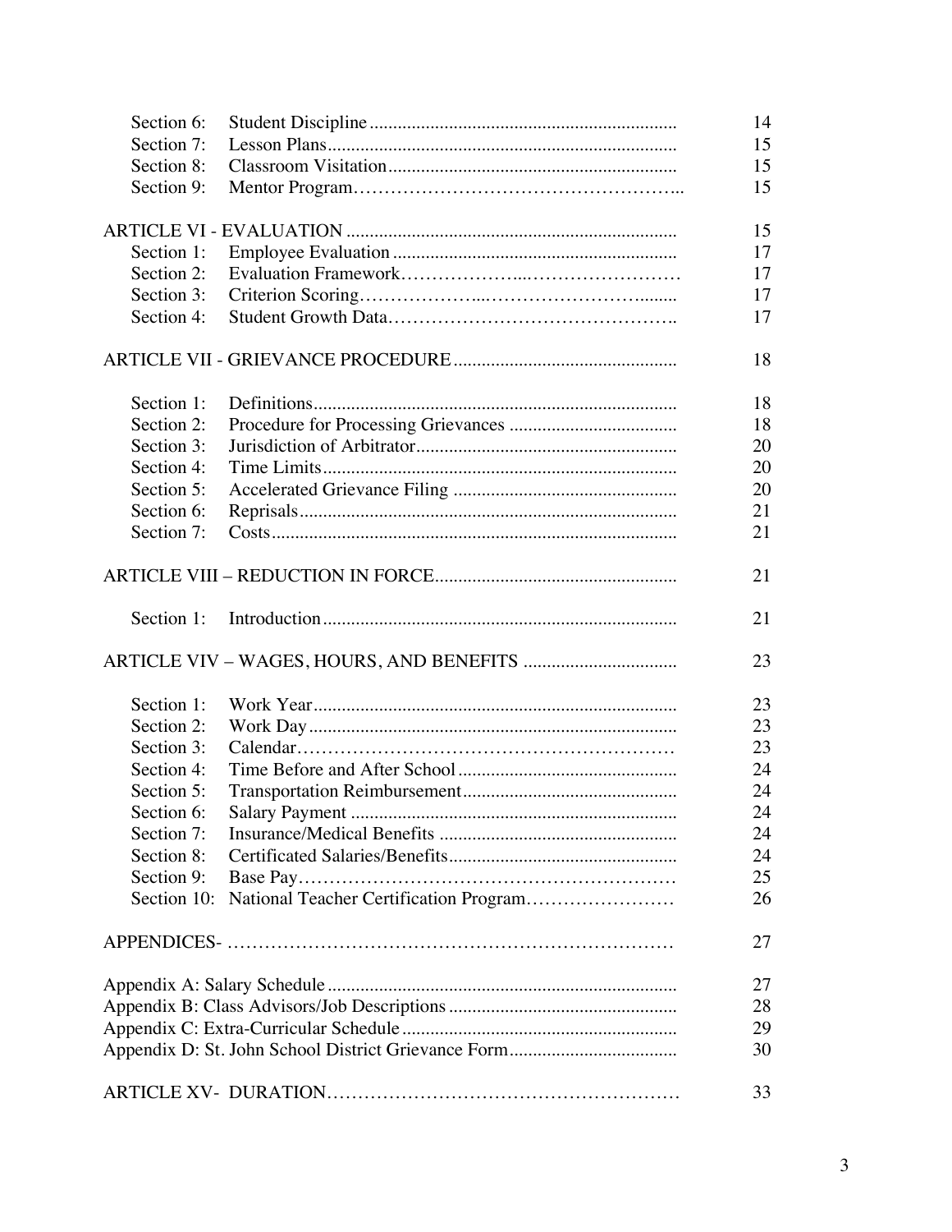| | | |
|---|---|---|
| Section 6: | Student Discipline | 14 |
| Section 7: | Lesson Plans | 15 |
| Section 8: | Classroom Visitation | 15 |
| Section 9: | Mentor Program | 15 |
| **ARTICLE VI - EVALUATION** | | 15 |
| Section 1: | Employee Evaluation | 17 |
| Section 2: | Evaluation Framework | 17 |
| Section 3: | Criterion Scoring | 17 |
| Section 4: | Student Growth Data | 17 |
| **ARTICLE VII - GRIEVANCE PROCEDURE** | | 18 |
| Section 1: | Definitions | 18 |
| Section 2: | Procedure for Processing Grievances | 18 |
| Section 3: | Jurisdiction of Arbitrator | 20 |
| Section 4: | Time Limits | 20 |
| Section 5: | Accelerated Grievance Filing | 20 |
| Section 6: | Reprisals | 21 |
| Section 7: | Costs | 21 |
| **ARTICLE VIII – REDUCTION IN FORCE** | | 21 |
| Section 1: | Introduction | 21 |
| **ARTICLE VIV – WAGES, HOURS, AND BENEFITS** | | 23 |
| Section 1: | Work Year | 23 |
| Section 2: | Work Day | 23 |
| Section 3: | Calendar | 23 |
| Section 4: | Time Before and After School | 24 |
| Section 5: | Transportation Reimbursement | 24 |
| Section 6: | Salary Payment | 24 |
| Section 7: | Insurance/Medical Benefits | 24 |
| Section 8: | Certificated Salaries/Benefits | 24 |
| Section 9: | Base Pay | 25 |
| Section 10: | National Teacher Certification Program | 26 |
| **APPENDICES-** | | 27 |
| Appendix A: Salary Schedule | | 27 |
| Appendix B: Class Advisors/Job Descriptions | | 28 |
| Appendix C: Extra-Curricular Schedule | | 29 |
| Appendix D: St. John School District Grievance Form | | 30 |
| **ARTICLE XV- DURATION** | | 33 |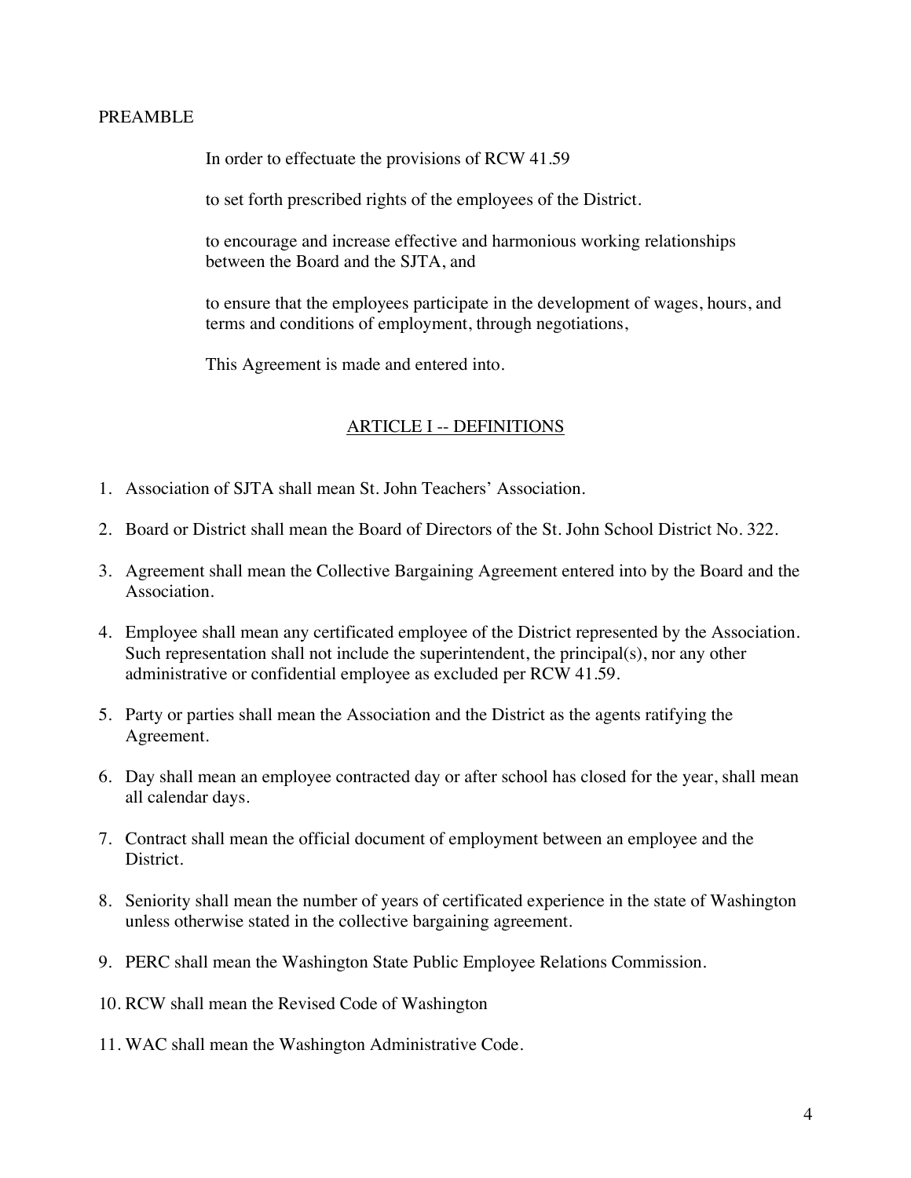PREAMBLE

In order to effectuate the provisions of RCW 41.59

to set forth prescribed rights of the employees of the District.

to encourage and increase effective and harmonious working relationships between the Board and the SJTA, and

to ensure that the employees participate in the development of wages, hours, and terms and conditions of employment, through negotiations,

This Agreement is made and entered into.

## ARTICLE I -- DEFINITIONS

1. Association of SJTA shall mean St. John Teachers' Association.
2. Board or District shall mean the Board of Directors of the St. John School District No. 322.
3. Agreement shall mean the Collective Bargaining Agreement entered into by the Board and the Association.
4. Employee shall mean any certificated employee of the District represented by the Association. Such representation shall not include the superintendent, the principal(s), nor any other administrative or confidential employee as excluded per RCW 41.59.
5. Party or parties shall mean the Association and the District as the agents ratifying the Agreement.
6. Day shall mean an employee contracted day or after school has closed for the year, shall mean all calendar days.
7. Contract shall mean the official document of employment between an employee and the District.
8. Seniority shall mean the number of years of certificated experience in the state of Washington unless otherwise stated in the collective bargaining agreement.
9. PERC shall mean the Washington State Public Employee Relations Commission.
10. RCW shall mean the Revised Code of Washington
11. WAC shall mean the Washington Administrative Code.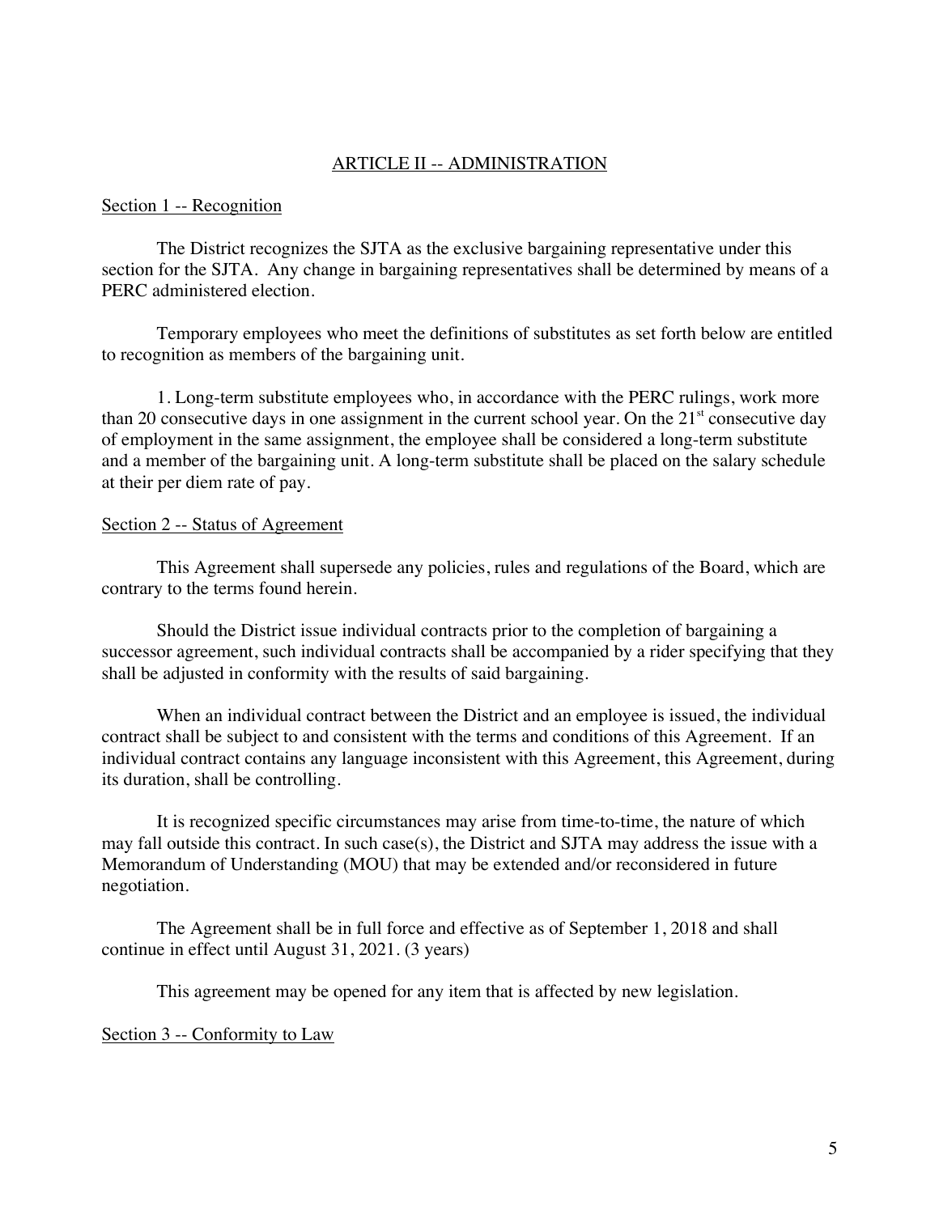## ARTICLE II -- ADMINISTRATION

### Section 1 -- Recognition

The District recognizes the SJTA as the exclusive bargaining representative under this section for the SJTA. Any change in bargaining representatives shall be determined by means of a PERC administered election.

Temporary employees who meet the definitions of substitutes as set forth below are entitled to recognition as members of the bargaining unit.

1. Long-term substitute employees who, in accordance with the PERC rulings, work more than 20 consecutive days in one assignment in the current school year. On the 21st consecutive day of employment in the same assignment, the employee shall be considered a long-term substitute and a member of the bargaining unit. A long-term substitute shall be placed on the salary schedule at their per diem rate of pay.

### Section 2 -- Status of Agreement

This Agreement shall supersede any policies, rules and regulations of the Board, which are contrary to the terms found herein.

Should the District issue individual contracts prior to the completion of bargaining a successor agreement, such individual contracts shall be accompanied by a rider specifying that they shall be adjusted in conformity with the results of said bargaining.

When an individual contract between the District and an employee is issued, the individual contract shall be subject to and consistent with the terms and conditions of this Agreement. If an individual contract contains any language inconsistent with this Agreement, this Agreement, during its duration, shall be controlling.

It is recognized specific circumstances may arise from time-to-time, the nature of which may fall outside this contract. In such case(s), the District and SJTA may address the issue with a Memorandum of Understanding (MOU) that may be extended and/or reconsidered in future negotiation.

The Agreement shall be in full force and effective as of September 1, 2018 and shall continue in effect until August 31, 2021. (3 years)

This agreement may be opened for any item that is affected by new legislation.

### Section 3 -- Conformity to Law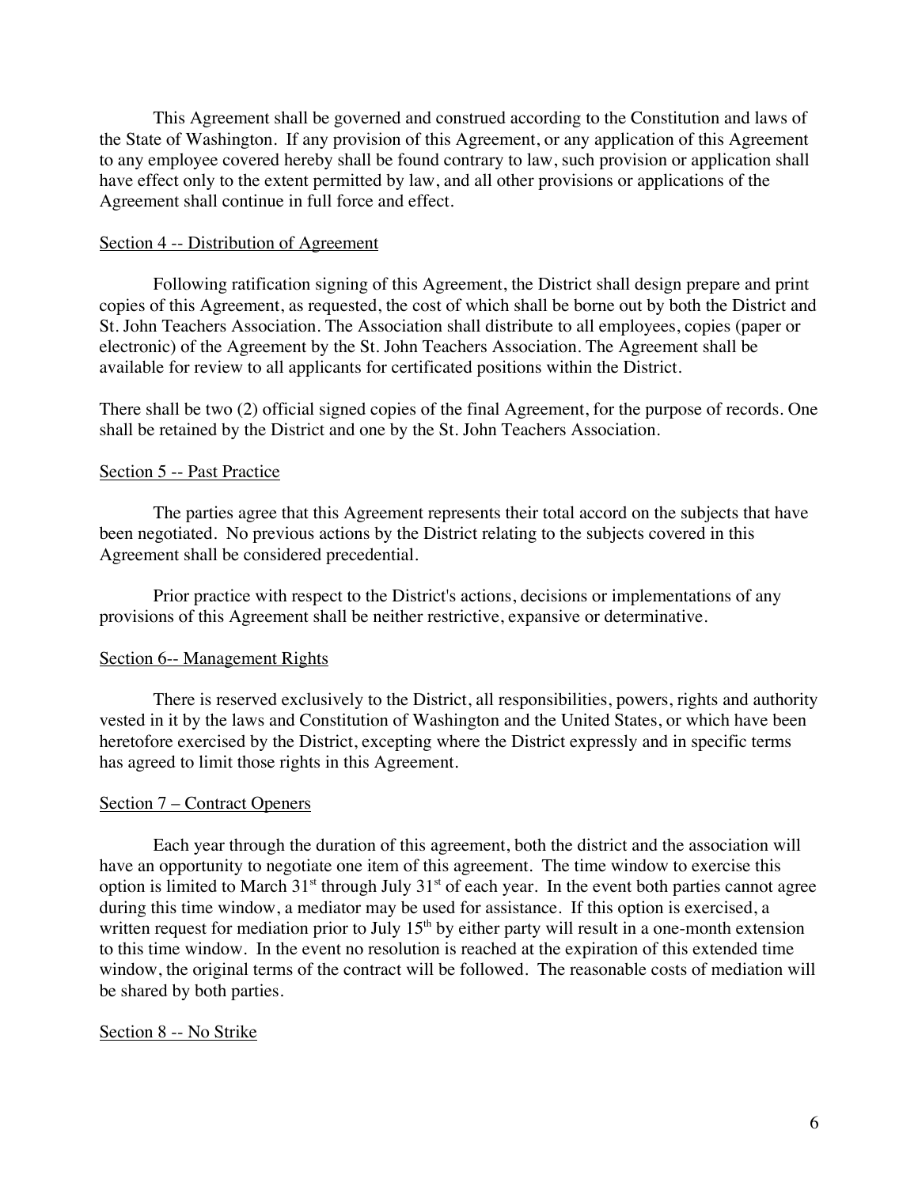This Agreement shall be governed and construed according to the Constitution and laws of the State of Washington. If any provision of this Agreement, or any application of this Agreement to any employee covered hereby shall be found contrary to law, such provision or application shall have effect only to the extent permitted by law, and all other provisions or applications of the Agreement shall continue in full force and effect.

Section 4 -- Distribution of Agreement

Following ratification signing of this Agreement, the District shall design prepare and print copies of this Agreement, as requested, the cost of which shall be borne out by both the District and St. John Teachers Association. The Association shall distribute to all employees, copies (paper or electronic) of the Agreement by the St. John Teachers Association. The Agreement shall be available for review to all applicants for certificated positions within the District.

There shall be two (2) official signed copies of the final Agreement, for the purpose of records. One shall be retained by the District and one by the St. John Teachers Association.

Section 5 -- Past Practice

The parties agree that this Agreement represents their total accord on the subjects that have been negotiated. No previous actions by the District relating to the subjects covered in this Agreement shall be considered precedential.

Prior practice with respect to the District's actions, decisions or implementations of any provisions of this Agreement shall be neither restrictive, expansive or determinative.

Section 6-- Management Rights

There is reserved exclusively to the District, all responsibilities, powers, rights and authority vested in it by the laws and Constitution of Washington and the United States, or which have been heretofore exercised by the District, excepting where the District expressly and in specific terms has agreed to limit those rights in this Agreement.

Section 7 – Contract Openers

Each year through the duration of this agreement, both the district and the association will have an opportunity to negotiate one item of this agreement. The time window to exercise this option is limited to March 31st through July 31st of each year. In the event both parties cannot agree during this time window, a mediator may be used for assistance. If this option is exercised, a written request for mediation prior to July 15th by either party will result in a one-month extension to this time window. In the event no resolution is reached at the expiration of this extended time window, the original terms of the contract will be followed. The reasonable costs of mediation will be shared by both parties.

Section 8 -- No Strike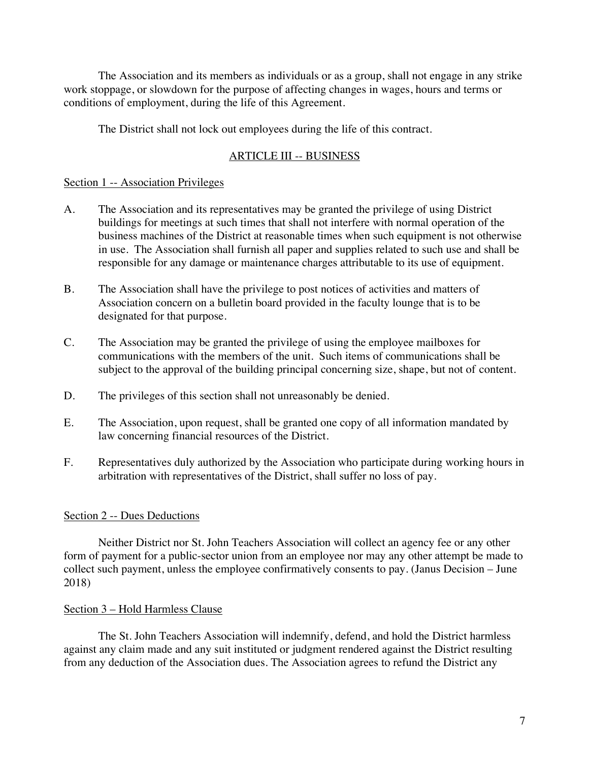The Association and its members as individuals or as a group, shall not engage in any strike work stoppage, or slowdown for the purpose of affecting changes in wages, hours and terms or conditions of employment, during the life of this Agreement.

The District shall not lock out employees during the life of this contract.

## ARTICLE III -- BUSINESS

### Section 1 -- Association Privileges

A. The Association and its representatives may be granted the privilege of using District buildings for meetings at such times that shall not interfere with normal operation of the business machines of the District at reasonable times when such equipment is not otherwise in use. The Association shall furnish all paper and supplies related to such use and shall be responsible for any damage or maintenance charges attributable to its use of equipment.

B. The Association shall have the privilege to post notices of activities and matters of Association concern on a bulletin board provided in the faculty lounge that is to be designated for that purpose.

C. The Association may be granted the privilege of using the employee mailboxes for communications with the members of the unit. Such items of communications shall be subject to the approval of the building principal concerning size, shape, but not of content.

D. The privileges of this section shall not unreasonably be denied.

E. The Association, upon request, shall be granted one copy of all information mandated by law concerning financial resources of the District.

F. Representatives duly authorized by the Association who participate during working hours in arbitration with representatives of the District, shall suffer no loss of pay.

### Section 2 -- Dues Deductions

Neither District nor St. John Teachers Association will collect an agency fee or any other form of payment for a public-sector union from an employee nor may any other attempt be made to collect such payment, unless the employee confirmatively consents to pay. (Janus Decision – June 2018)

### Section 3 – Hold Harmless Clause

The St. John Teachers Association will indemnify, defend, and hold the District harmless against any claim made and any suit instituted or judgment rendered against the District resulting from any deduction of the Association dues. The Association agrees to refund the District any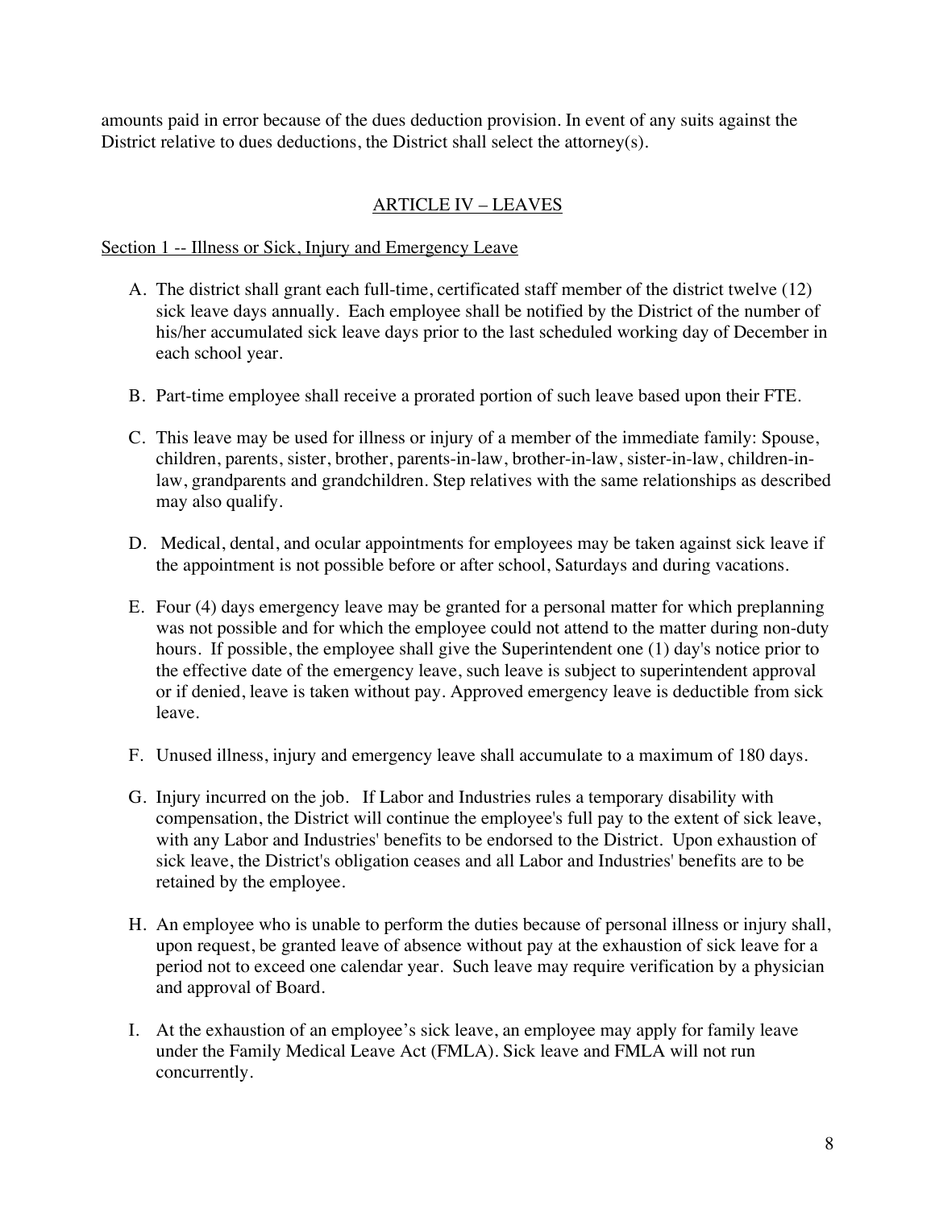amounts paid in error because of the dues deduction provision. In event of any suits against the District relative to dues deductions, the District shall select the attorney(s).

## ARTICLE IV – LEAVES

### Section 1 -- Illness or Sick, Injury and Emergency Leave

A. The district shall grant each full-time, certificated staff member of the district twelve (12) sick leave days annually. Each employee shall be notified by the District of the number of his/her accumulated sick leave days prior to the last scheduled working day of December in each school year.

B. Part-time employee shall receive a prorated portion of such leave based upon their FTE.

C. This leave may be used for illness or injury of a member of the immediate family: Spouse, children, parents, sister, brother, parents-in-law, brother-in-law, sister-in-law, children-in-law, grandparents and grandchildren. Step relatives with the same relationships as described may also qualify.

D. Medical, dental, and ocular appointments for employees may be taken against sick leave if the appointment is not possible before or after school, Saturdays and during vacations.

E. Four (4) days emergency leave may be granted for a personal matter for which preplanning was not possible and for which the employee could not attend to the matter during non-duty hours. If possible, the employee shall give the Superintendent one (1) day's notice prior to the effective date of the emergency leave, such leave is subject to superintendent approval or if denied, leave is taken without pay. Approved emergency leave is deductible from sick leave.

F. Unused illness, injury and emergency leave shall accumulate to a maximum of 180 days.

G. Injury incurred on the job. If Labor and Industries rules a temporary disability with compensation, the District will continue the employee's full pay to the extent of sick leave, with any Labor and Industries' benefits to be endorsed to the District. Upon exhaustion of sick leave, the District's obligation ceases and all Labor and Industries' benefits are to be retained by the employee.

H. An employee who is unable to perform the duties because of personal illness or injury shall, upon request, be granted leave of absence without pay at the exhaustion of sick leave for a period not to exceed one calendar year. Such leave may require verification by a physician and approval of Board.

I. At the exhaustion of an employee's sick leave, an employee may apply for family leave under the Family Medical Leave Act (FMLA). Sick leave and FMLA will not run concurrently.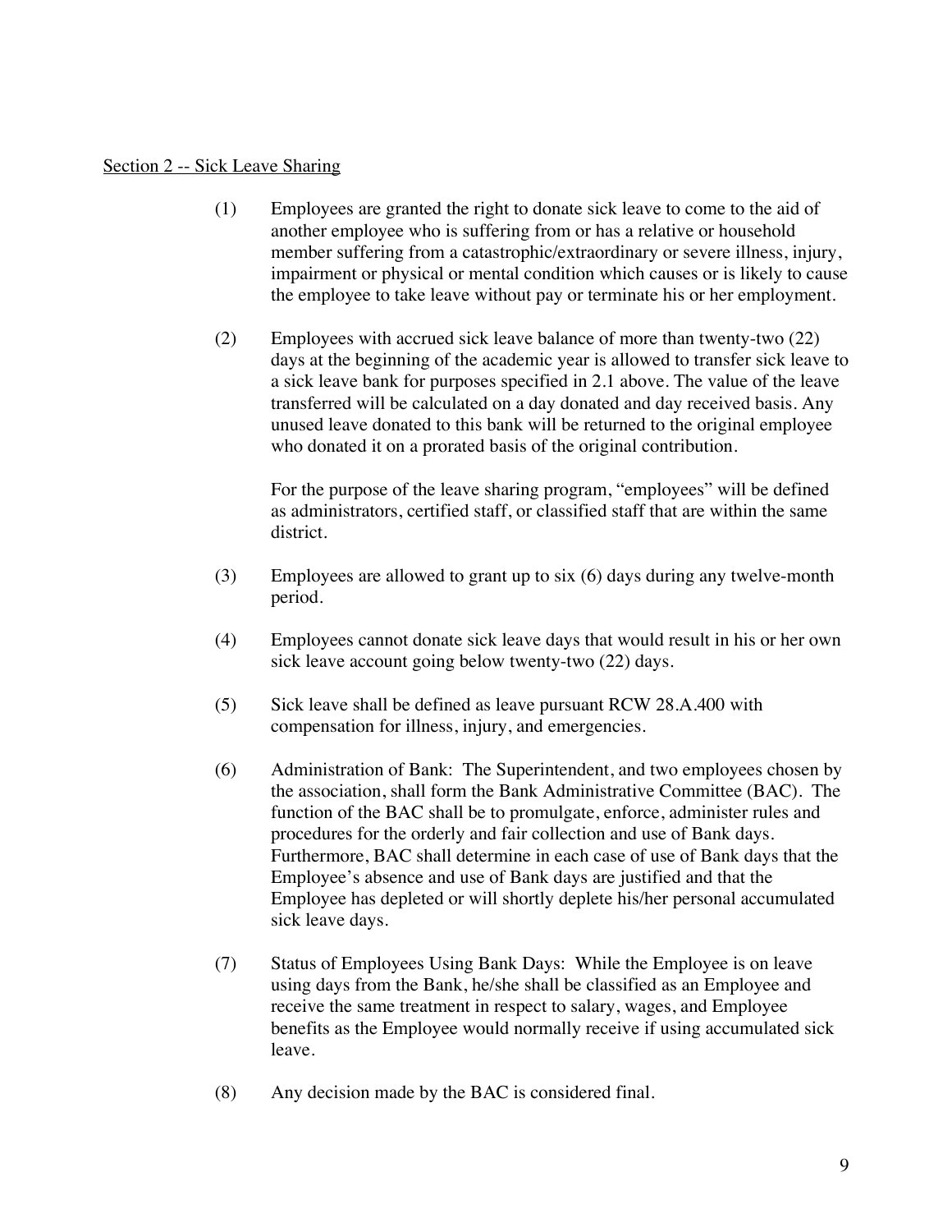Section 2 -- Sick Leave Sharing

(1) Employees are granted the right to donate sick leave to come to the aid of another employee who is suffering from or has a relative or household member suffering from a catastrophic/extraordinary or severe illness, injury, impairment or physical or mental condition which causes or is likely to cause the employee to take leave without pay or terminate his or her employment.

(2) Employees with accrued sick leave balance of more than twenty-two (22) days at the beginning of the academic year is allowed to transfer sick leave to a sick leave bank for purposes specified in 2.1 above. The value of the leave transferred will be calculated on a day donated and day received basis. Any unused leave donated to this bank will be returned to the original employee who donated it on a prorated basis of the original contribution.

For the purpose of the leave sharing program, "employees" will be defined as administrators, certified staff, or classified staff that are within the same district.

(3) Employees are allowed to grant up to six (6) days during any twelve-month period.

(4) Employees cannot donate sick leave days that would result in his or her own sick leave account going below twenty-two (22) days.

(5) Sick leave shall be defined as leave pursuant RCW 28.A.400 with compensation for illness, injury, and emergencies.

(6) Administration of Bank: The Superintendent, and two employees chosen by the association, shall form the Bank Administrative Committee (BAC). The function of the BAC shall be to promulgate, enforce, administer rules and procedures for the orderly and fair collection and use of Bank days. Furthermore, BAC shall determine in each case of use of Bank days that the Employee's absence and use of Bank days are justified and that the Employee has depleted or will shortly deplete his/her personal accumulated sick leave days.

(7) Status of Employees Using Bank Days: While the Employee is on leave using days from the Bank, he/she shall be classified as an Employee and receive the same treatment in respect to salary, wages, and Employee benefits as the Employee would normally receive if using accumulated sick leave.

(8) Any decision made by the BAC is considered final.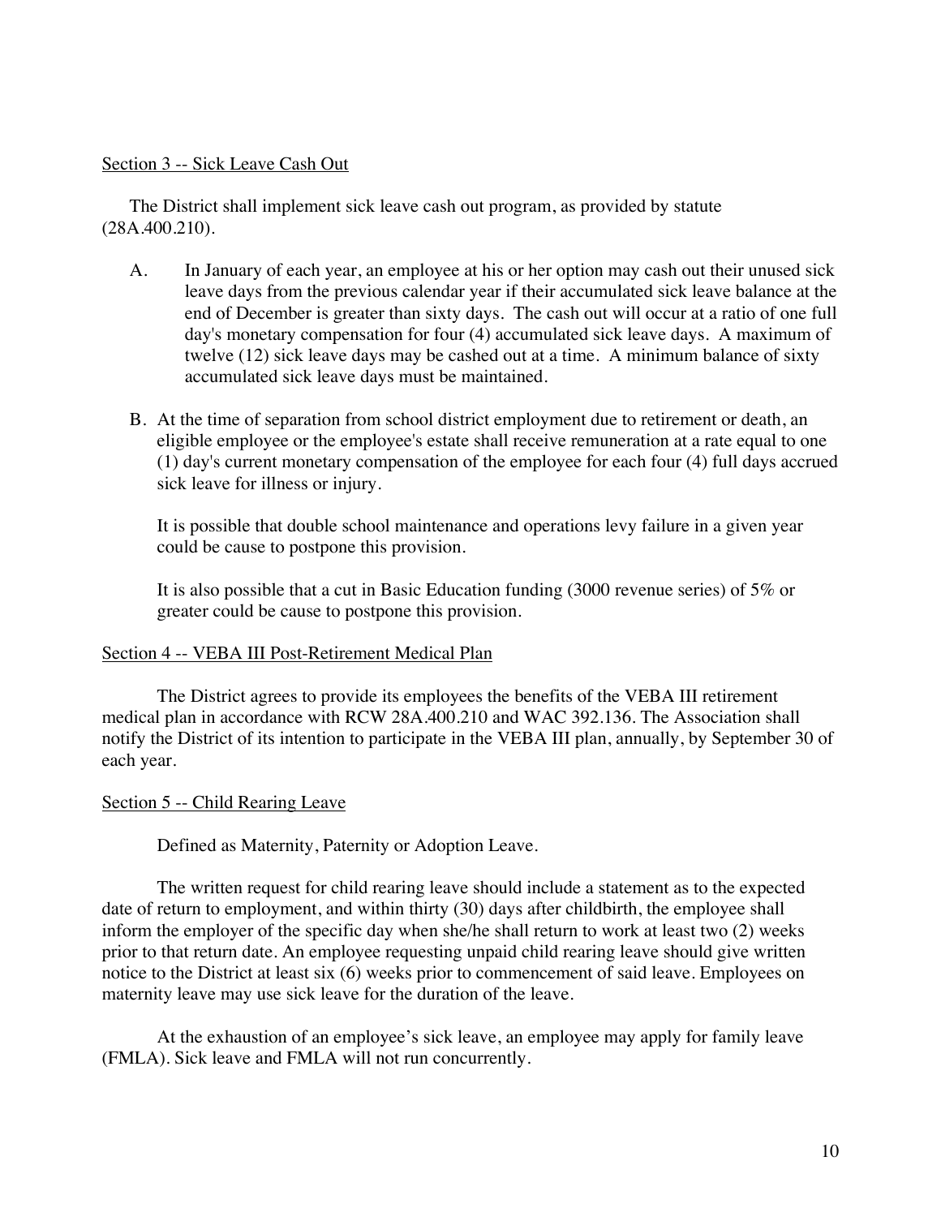## Section 3 -- Sick Leave Cash Out

The District shall implement sick leave cash out program, as provided by statute (28A.400.210).

A. In January of each year, an employee at his or her option may cash out their unused sick leave days from the previous calendar year if their accumulated sick leave balance at the end of December is greater than sixty days. The cash out will occur at a ratio of one full day's monetary compensation for four (4) accumulated sick leave days. A maximum of twelve (12) sick leave days may be cashed out at a time. A minimum balance of sixty accumulated sick leave days must be maintained.

B. At the time of separation from school district employment due to retirement or death, an eligible employee or the employee's estate shall receive remuneration at a rate equal to one (1) day's current monetary compensation of the employee for each four (4) full days accrued sick leave for illness or injury.

   It is possible that double school maintenance and operations levy failure in a given year could be cause to postpone this provision.

   It is also possible that a cut in Basic Education funding (3000 revenue series) of 5% or greater could be cause to postpone this provision.

## Section 4 -- VEBA III Post-Retirement Medical Plan

The District agrees to provide its employees the benefits of the VEBA III retirement medical plan in accordance with RCW 28A.400.210 and WAC 392.136. The Association shall notify the District of its intention to participate in the VEBA III plan, annually, by September 30 of each year.

## Section 5 -- Child Rearing Leave

Defined as Maternity, Paternity or Adoption Leave.

The written request for child rearing leave should include a statement as to the expected date of return to employment, and within thirty (30) days after childbirth, the employee shall inform the employer of the specific day when she/he shall return to work at least two (2) weeks prior to that return date. An employee requesting unpaid child rearing leave should give written notice to the District at least six (6) weeks prior to commencement of said leave. Employees on maternity leave may use sick leave for the duration of the leave.

At the exhaustion of an employee's sick leave, an employee may apply for family leave (FMLA). Sick leave and FMLA will not run concurrently.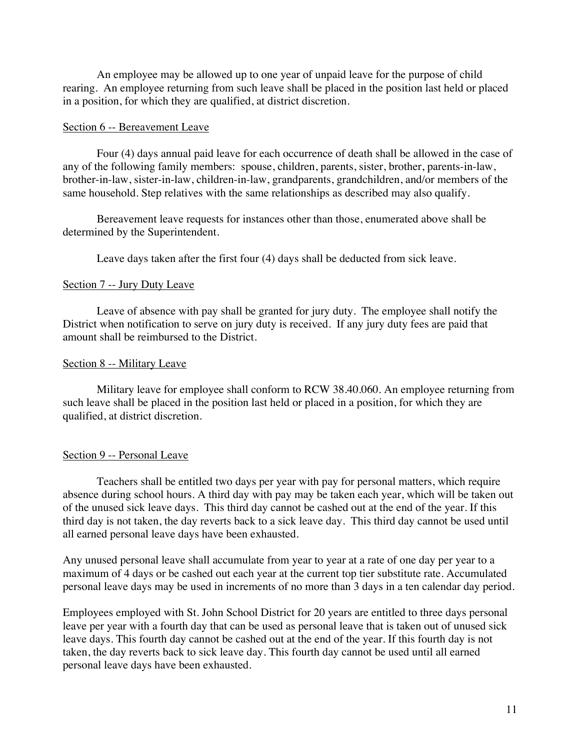An employee may be allowed up to one year of unpaid leave for the purpose of child rearing. An employee returning from such leave shall be placed in the position last held or placed in a position, for which they are qualified, at district discretion.

Section 6 -- Bereavement Leave

Four (4) days annual paid leave for each occurrence of death shall be allowed in the case of any of the following family members: spouse, children, parents, sister, brother, parents-in-law, brother-in-law, sister-in-law, children-in-law, grandparents, grandchildren, and/or members of the same household. Step relatives with the same relationships as described may also qualify.

Bereavement leave requests for instances other than those, enumerated above shall be determined by the Superintendent.

Leave days taken after the first four (4) days shall be deducted from sick leave.

Section 7 -- Jury Duty Leave

Leave of absence with pay shall be granted for jury duty. The employee shall notify the District when notification to serve on jury duty is received. If any jury duty fees are paid that amount shall be reimbursed to the District.

Section 8 -- Military Leave

Military leave for employee shall conform to RCW 38.40.060. An employee returning from such leave shall be placed in the position last held or placed in a position, for which they are qualified, at district discretion.

Section 9 -- Personal Leave

Teachers shall be entitled two days per year with pay for personal matters, which require absence during school hours. A third day with pay may be taken each year, which will be taken out of the unused sick leave days. This third day cannot be cashed out at the end of the year. If this third day is not taken, the day reverts back to a sick leave day. This third day cannot be used until all earned personal leave days have been exhausted.

Any unused personal leave shall accumulate from year to year at a rate of one day per year to a maximum of 4 days or be cashed out each year at the current top tier substitute rate. Accumulated personal leave days may be used in increments of no more than 3 days in a ten calendar day period.

Employees employed with St. John School District for 20 years are entitled to three days personal leave per year with a fourth day that can be used as personal leave that is taken out of unused sick leave days. This fourth day cannot be cashed out at the end of the year. If this fourth day is not taken, the day reverts back to sick leave day. This fourth day cannot be used until all earned personal leave days have been exhausted.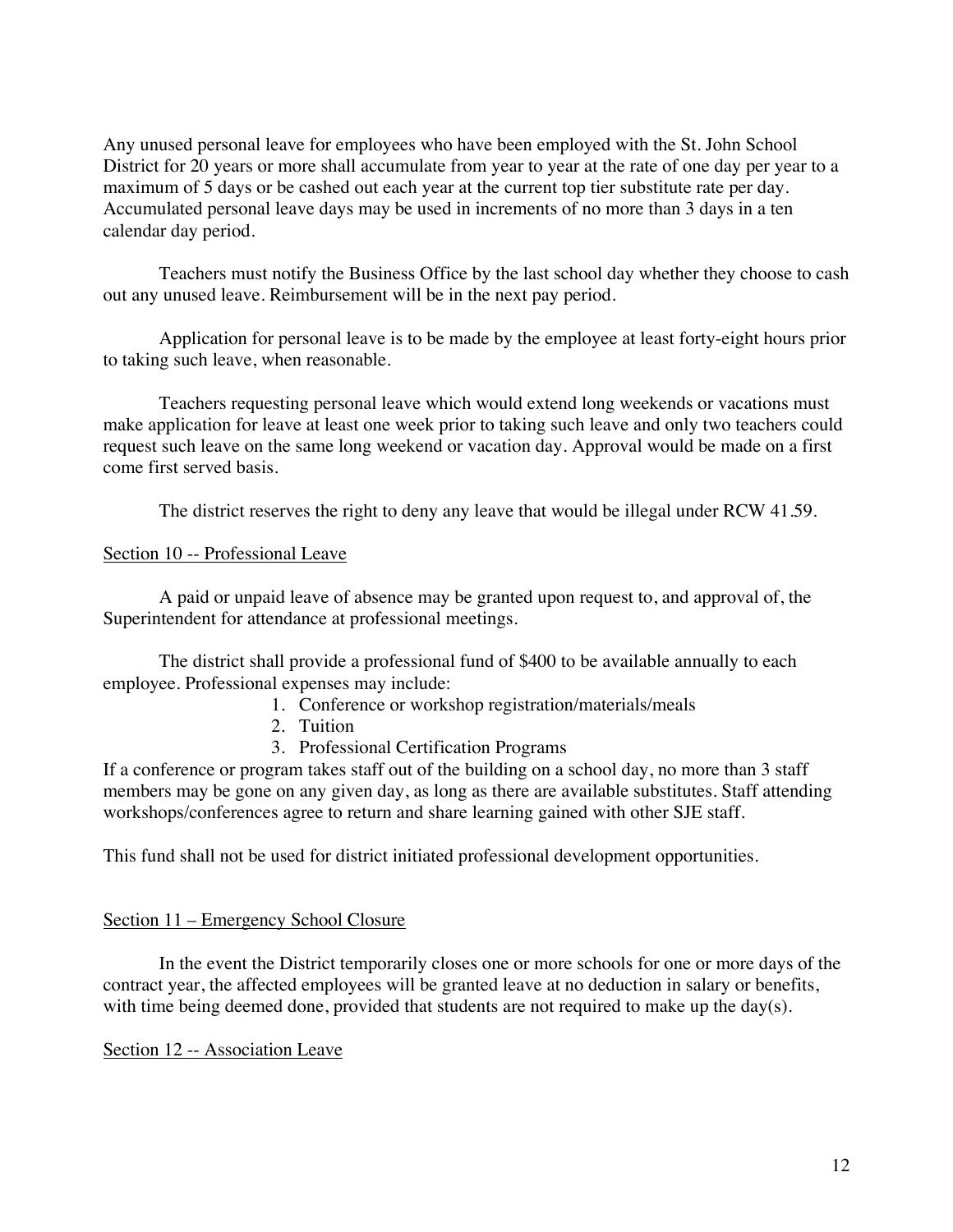Any unused personal leave for employees who have been employed with the St. John School District for 20 years or more shall accumulate from year to year at the rate of one day per year to a maximum of 5 days or be cashed out each year at the current top tier substitute rate per day. Accumulated personal leave days may be used in increments of no more than 3 days in a ten calendar day period.

Teachers must notify the Business Office by the last school day whether they choose to cash out any unused leave. Reimbursement will be in the next pay period.

Application for personal leave is to be made by the employee at least forty-eight hours prior to taking such leave, when reasonable.

Teachers requesting personal leave which would extend long weekends or vacations must make application for leave at least one week prior to taking such leave and only two teachers could request such leave on the same long weekend or vacation day. Approval would be made on a first come first served basis.

The district reserves the right to deny any leave that would be illegal under RCW 41.59.

## Section 10 -- Professional Leave

A paid or unpaid leave of absence may be granted upon request to, and approval of, the Superintendent for attendance at professional meetings.

The district shall provide a professional fund of $400 to be available annually to each employee. Professional expenses may include:

1. Conference or workshop registration/materials/meals
2. Tuition
3. Professional Certification Programs

If a conference or program takes staff out of the building on a school day, no more than 3 staff members may be gone on any given day, as long as there are available substitutes. Staff attending workshops/conferences agree to return and share learning gained with other SJE staff.

This fund shall not be used for district initiated professional development opportunities.

## Section 11 – Emergency School Closure

In the event the District temporarily closes one or more schools for one or more days of the contract year, the affected employees will be granted leave at no deduction in salary or benefits, with time being deemed done, provided that students are not required to make up the day(s).

## Section 12 -- Association Leave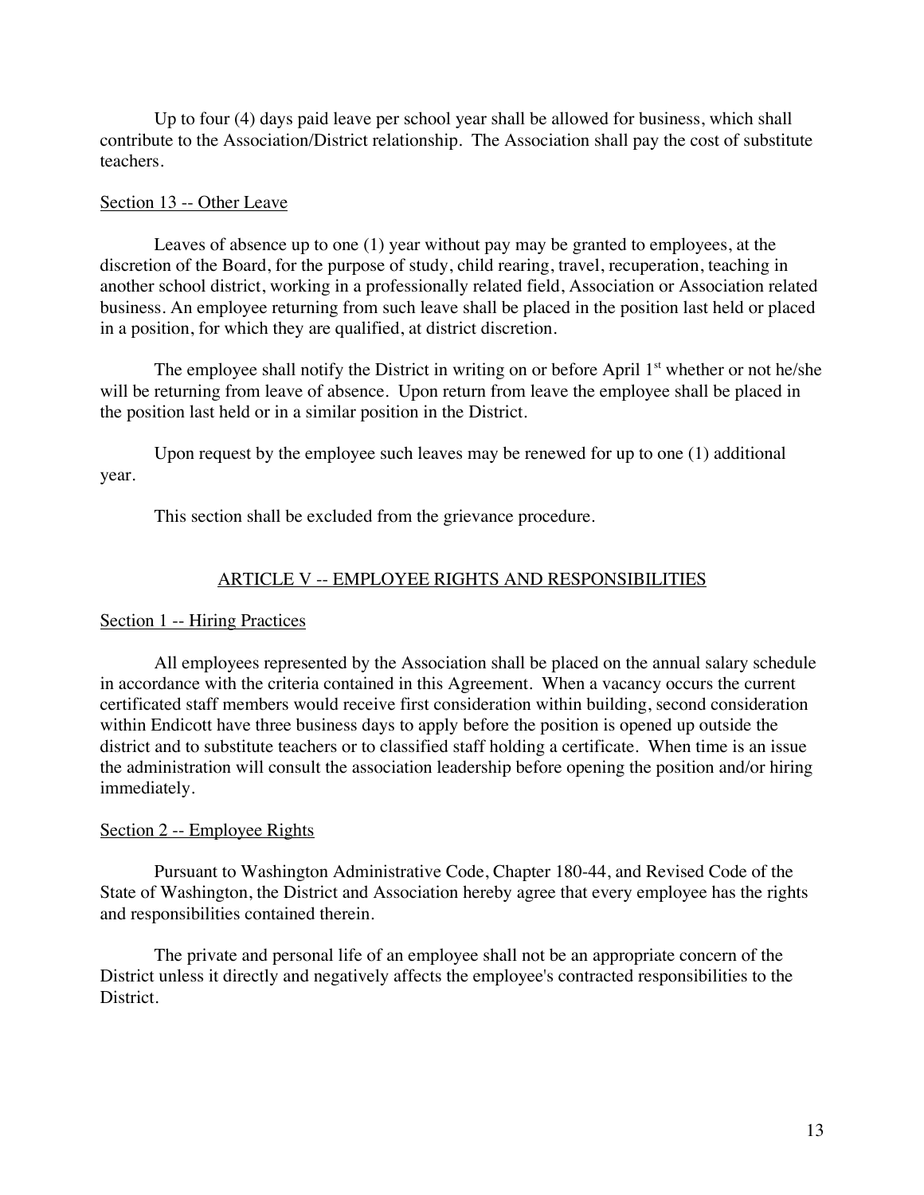Up to four (4) days paid leave per school year shall be allowed for business, which shall contribute to the Association/District relationship. The Association shall pay the cost of substitute teachers.

Section 13 -- Other Leave

Leaves of absence up to one (1) year without pay may be granted to employees, at the discretion of the Board, for the purpose of study, child rearing, travel, recuperation, teaching in another school district, working in a professionally related field, Association or Association related business. An employee returning from such leave shall be placed in the position last held or placed in a position, for which they are qualified, at district discretion.

The employee shall notify the District in writing on or before April 1st whether or not he/she will be returning from leave of absence. Upon return from leave the employee shall be placed in the position last held or in a similar position in the District.

Upon request by the employee such leaves may be renewed for up to one (1) additional year.

This section shall be excluded from the grievance procedure.

## ARTICLE V -- EMPLOYEE RIGHTS AND RESPONSIBILITIES

Section 1 -- Hiring Practices

All employees represented by the Association shall be placed on the annual salary schedule in accordance with the criteria contained in this Agreement. When a vacancy occurs the current certificated staff members would receive first consideration within building, second consideration within Endicott have three business days to apply before the position is opened up outside the district and to substitute teachers or to classified staff holding a certificate. When time is an issue the administration will consult the association leadership before opening the position and/or hiring immediately.

Section 2 -- Employee Rights

Pursuant to Washington Administrative Code, Chapter 180-44, and Revised Code of the State of Washington, the District and Association hereby agree that every employee has the rights and responsibilities contained therein.

The private and personal life of an employee shall not be an appropriate concern of the District unless it directly and negatively affects the employee's contracted responsibilities to the District.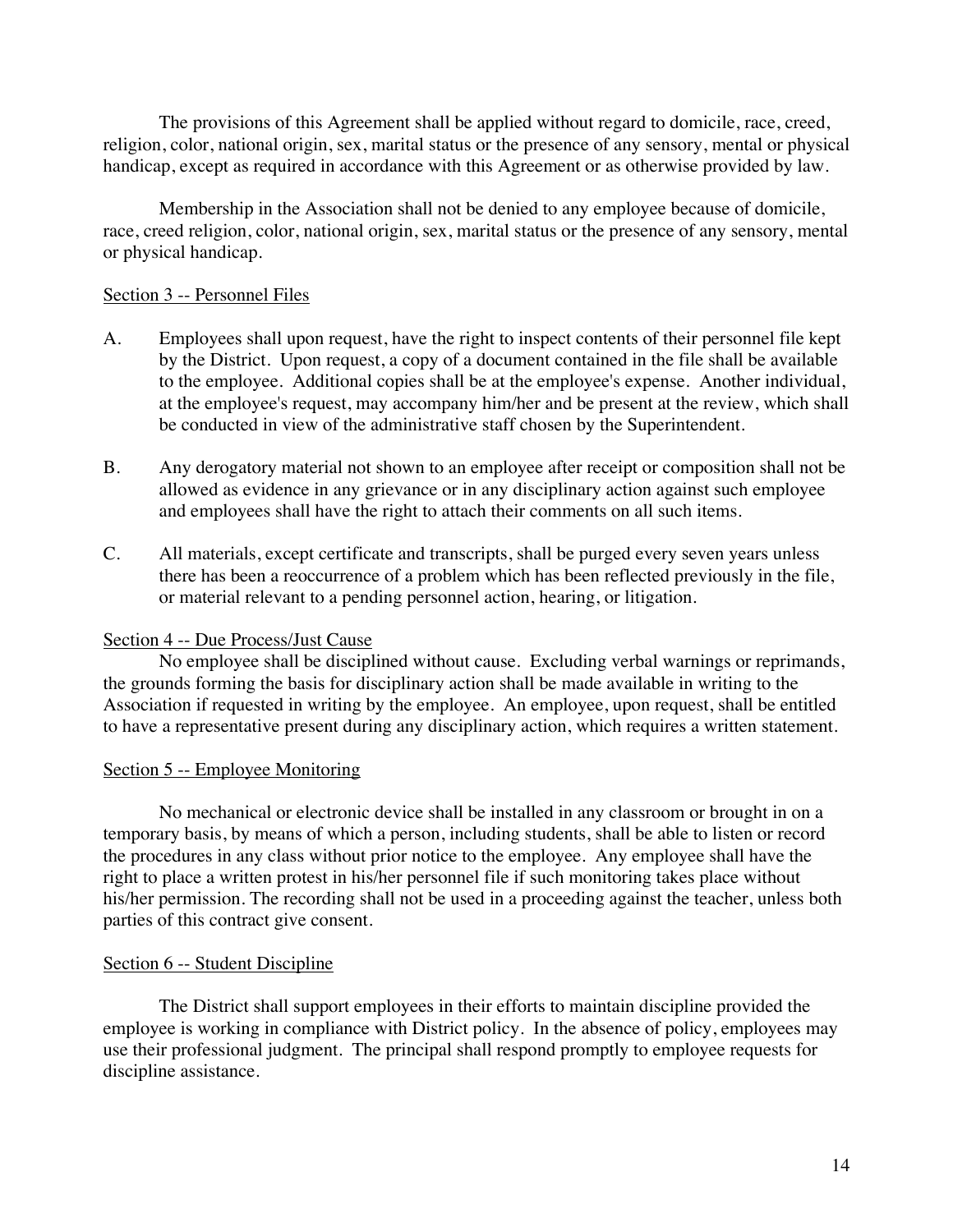The provisions of this Agreement shall be applied without regard to domicile, race, creed, religion, color, national origin, sex, marital status or the presence of any sensory, mental or physical handicap, except as required in accordance with this Agreement or as otherwise provided by law.

Membership in the Association shall not be denied to any employee because of domicile, race, creed religion, color, national origin, sex, marital status or the presence of any sensory, mental or physical handicap.

Section 3 -- Personnel Files

A. Employees shall upon request, have the right to inspect contents of their personnel file kept by the District. Upon request, a copy of a document contained in the file shall be available to the employee. Additional copies shall be at the employee's expense. Another individual, at the employee's request, may accompany him/her and be present at the review, which shall be conducted in view of the administrative staff chosen by the Superintendent.

B. Any derogatory material not shown to an employee after receipt or composition shall not be allowed as evidence in any grievance or in any disciplinary action against such employee and employees shall have the right to attach their comments on all such items.

C. All materials, except certificate and transcripts, shall be purged every seven years unless there has been a reoccurrence of a problem which has been reflected previously in the file, or material relevant to a pending personnel action, hearing, or litigation.

Section 4 -- Due Process/Just Cause

No employee shall be disciplined without cause. Excluding verbal warnings or reprimands, the grounds forming the basis for disciplinary action shall be made available in writing to the Association if requested in writing by the employee. An employee, upon request, shall be entitled to have a representative present during any disciplinary action, which requires a written statement.

Section 5 -- Employee Monitoring

No mechanical or electronic device shall be installed in any classroom or brought in on a temporary basis, by means of which a person, including students, shall be able to listen or record the procedures in any class without prior notice to the employee. Any employee shall have the right to place a written protest in his/her personnel file if such monitoring takes place without his/her permission. The recording shall not be used in a proceeding against the teacher, unless both parties of this contract give consent.

Section 6 -- Student Discipline

The District shall support employees in their efforts to maintain discipline provided the employee is working in compliance with District policy. In the absence of policy, employees may use their professional judgment. The principal shall respond promptly to employee requests for discipline assistance.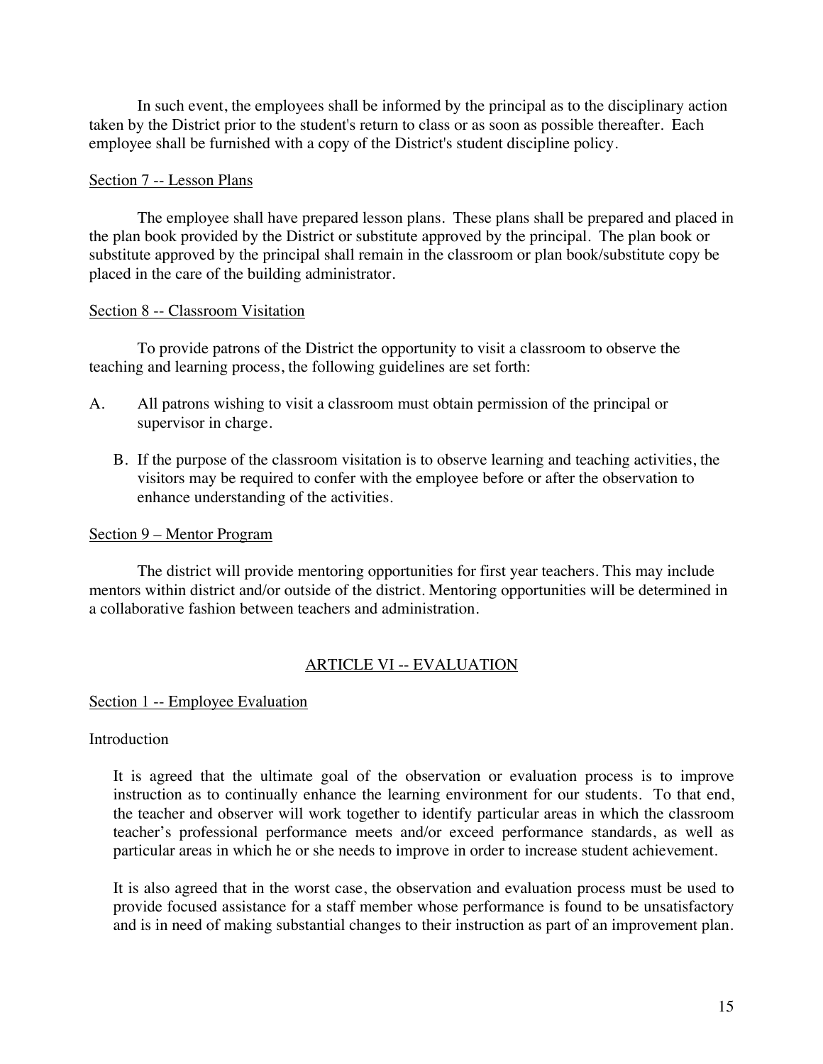In such event, the employees shall be informed by the principal as to the disciplinary action taken by the District prior to the student's return to class or as soon as possible thereafter. Each employee shall be furnished with a copy of the District's student discipline policy.

Section 7 -- Lesson Plans

The employee shall have prepared lesson plans. These plans shall be prepared and placed in the plan book provided by the District or substitute approved by the principal. The plan book or substitute approved by the principal shall remain in the classroom or plan book/substitute copy be placed in the care of the building administrator.

Section 8 -- Classroom Visitation

To provide patrons of the District the opportunity to visit a classroom to observe the teaching and learning process, the following guidelines are set forth:

A. All patrons wishing to visit a classroom must obtain permission of the principal or supervisor in charge.

B. If the purpose of the classroom visitation is to observe learning and teaching activities, the visitors may be required to confer with the employee before or after the observation to enhance understanding of the activities.

Section 9 – Mentor Program

The district will provide mentoring opportunities for first year teachers. This may include mentors within district and/or outside of the district. Mentoring opportunities will be determined in a collaborative fashion between teachers and administration.

## ARTICLE VI -- EVALUATION

Section 1 -- Employee Evaluation

Introduction

It is agreed that the ultimate goal of the observation or evaluation process is to improve instruction as to continually enhance the learning environment for our students. To that end, the teacher and observer will work together to identify particular areas in which the classroom teacher's professional performance meets and/or exceed performance standards, as well as particular areas in which he or she needs to improve in order to increase student achievement.

It is also agreed that in the worst case, the observation and evaluation process must be used to provide focused assistance for a staff member whose performance is found to be unsatisfactory and is in need of making substantial changes to their instruction as part of an improvement plan.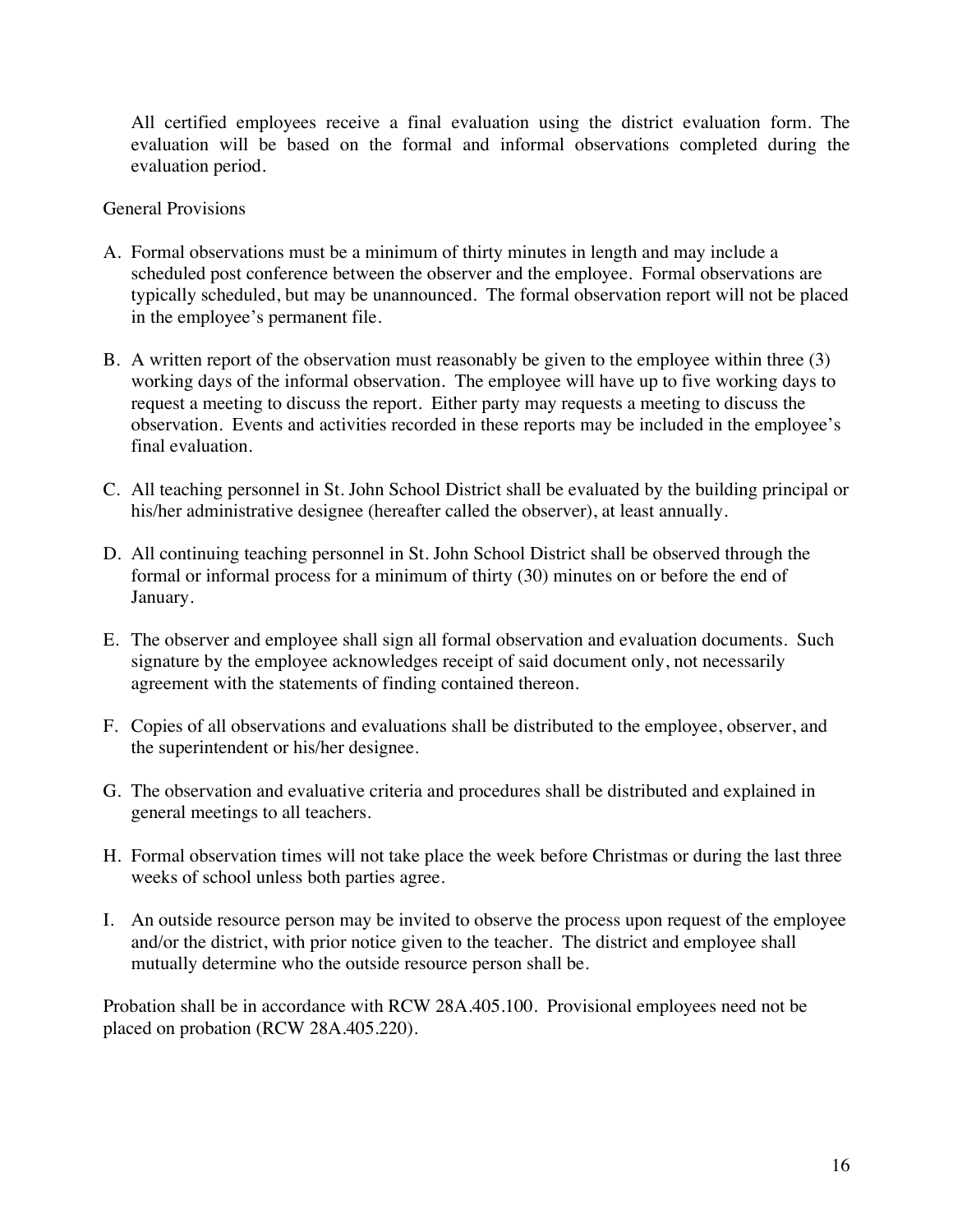All certified employees receive a final evaluation using the district evaluation form. The evaluation will be based on the formal and informal observations completed during the evaluation period.

General Provisions

A. Formal observations must be a minimum of thirty minutes in length and may include a scheduled post conference between the observer and the employee. Formal observations are typically scheduled, but may be unannounced. The formal observation report will not be placed in the employee's permanent file.

B. A written report of the observation must reasonably be given to the employee within three (3) working days of the informal observation. The employee will have up to five working days to request a meeting to discuss the report. Either party may requests a meeting to discuss the observation. Events and activities recorded in these reports may be included in the employee's final evaluation.

C. All teaching personnel in St. John School District shall be evaluated by the building principal or his/her administrative designee (hereafter called the observer), at least annually.

D. All continuing teaching personnel in St. John School District shall be observed through the formal or informal process for a minimum of thirty (30) minutes on or before the end of January.

E. The observer and employee shall sign all formal observation and evaluation documents. Such signature by the employee acknowledges receipt of said document only, not necessarily agreement with the statements of finding contained thereon.

F. Copies of all observations and evaluations shall be distributed to the employee, observer, and the superintendent or his/her designee.

G. The observation and evaluative criteria and procedures shall be distributed and explained in general meetings to all teachers.

H. Formal observation times will not take place the week before Christmas or during the last three weeks of school unless both parties agree.

I. An outside resource person may be invited to observe the process upon request of the employee and/or the district, with prior notice given to the teacher. The district and employee shall mutually determine who the outside resource person shall be.

Probation shall be in accordance with RCW 28A.405.100. Provisional employees need not be placed on probation (RCW 28A.405.220).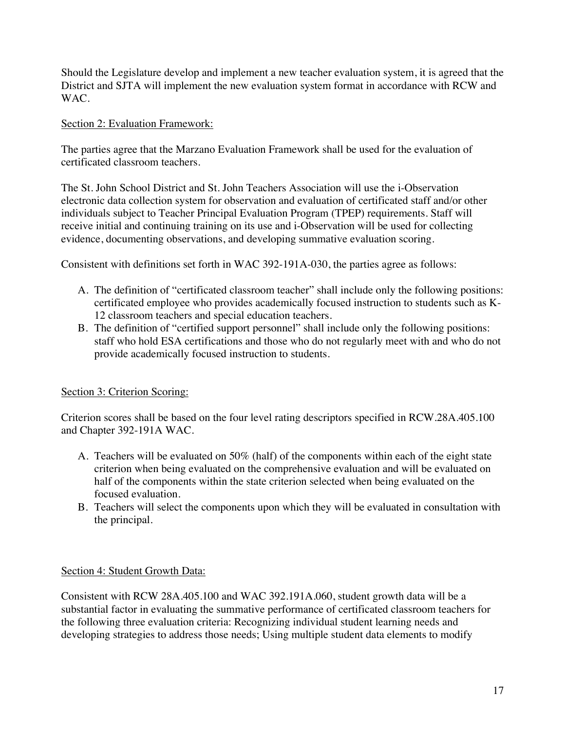Should the Legislature develop and implement a new teacher evaluation system, it is agreed that the District and SJTA will implement the new evaluation system format in accordance with RCW and WAC.

Section 2: Evaluation Framework:

The parties agree that the Marzano Evaluation Framework shall be used for the evaluation of certificated classroom teachers.

The St. John School District and St. John Teachers Association will use the i-Observation electronic data collection system for observation and evaluation of certificated staff and/or other individuals subject to Teacher Principal Evaluation Program (TPEP) requirements. Staff will receive initial and continuing training on its use and i-Observation will be used for collecting evidence, documenting observations, and developing summative evaluation scoring.

Consistent with definitions set forth in WAC 392-191A-030, the parties agree as follows:

A. The definition of "certificated classroom teacher" shall include only the following positions: certificated employee who provides academically focused instruction to students such as K-12 classroom teachers and special education teachers.
B. The definition of "certified support personnel" shall include only the following positions: staff who hold ESA certifications and those who do not regularly meet with and who do not provide academically focused instruction to students.

Section 3: Criterion Scoring:

Criterion scores shall be based on the four level rating descriptors specified in RCW.28A.405.100 and Chapter 392-191A WAC.

A. Teachers will be evaluated on 50% (half) of the components within each of the eight state criterion when being evaluated on the comprehensive evaluation and will be evaluated on half of the components within the state criterion selected when being evaluated on the focused evaluation.
B. Teachers will select the components upon which they will be evaluated in consultation with the principal.

Section 4: Student Growth Data:

Consistent with RCW 28A.405.100 and WAC 392.191A.060, student growth data will be a substantial factor in evaluating the summative performance of certificated classroom teachers for the following three evaluation criteria: Recognizing individual student learning needs and developing strategies to address those needs; Using multiple student data elements to modify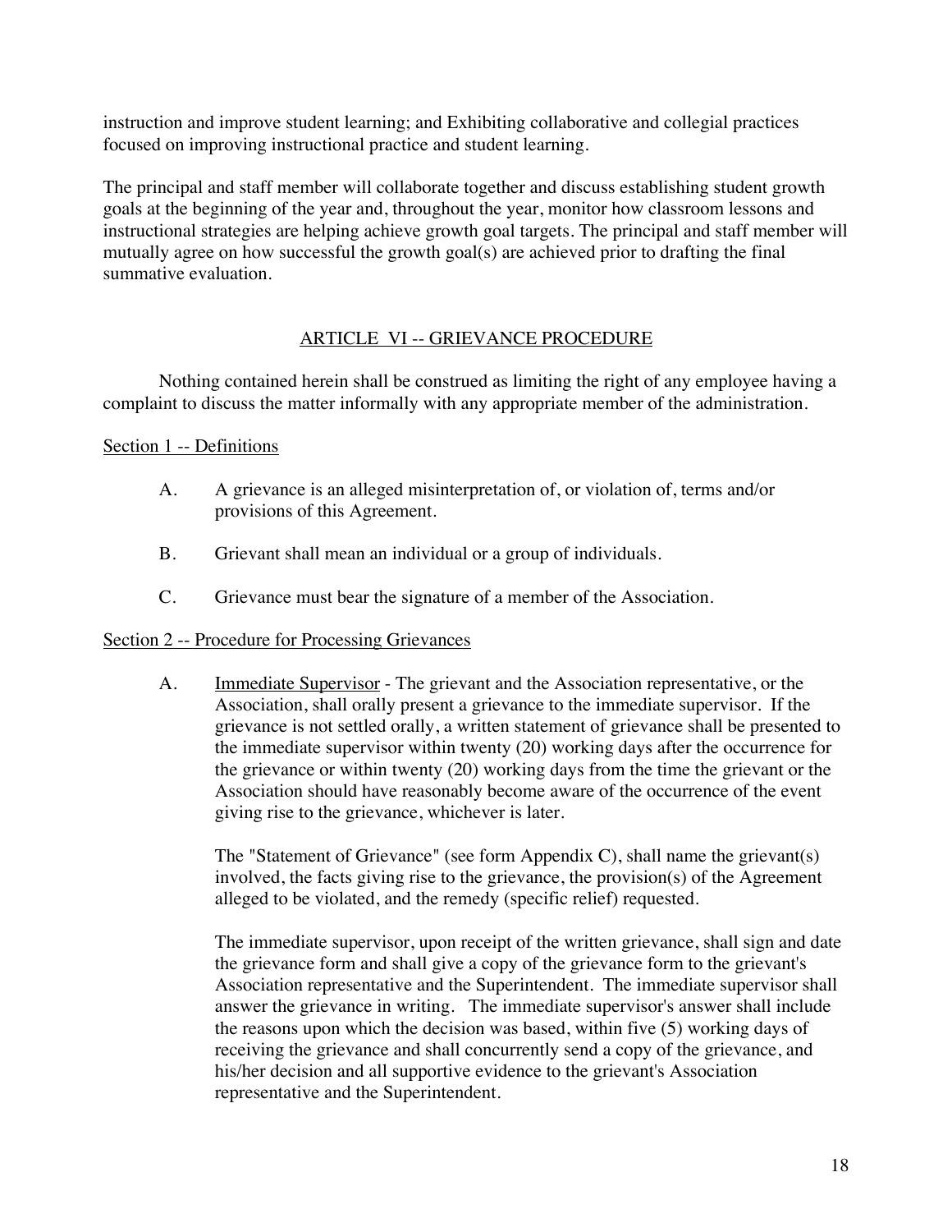instruction and improve student learning; and Exhibiting collaborative and collegial practices focused on improving instructional practice and student learning.

The principal and staff member will collaborate together and discuss establishing student growth goals at the beginning of the year and, throughout the year, monitor how classroom lessons and instructional strategies are helping achieve growth goal targets. The principal and staff member will mutually agree on how successful the growth goal(s) are achieved prior to drafting the final summative evaluation.

## ARTICLE VI -- GRIEVANCE PROCEDURE

Nothing contained herein shall be construed as limiting the right of any employee having a complaint to discuss the matter informally with any appropriate member of the administration.

### Section 1 -- Definitions

A. A grievance is an alleged misinterpretation of, or violation of, terms and/or provisions of this Agreement.

B. Grievant shall mean an individual or a group of individuals.

C. Grievance must bear the signature of a member of the Association.

### Section 2 -- Procedure for Processing Grievances

A. Immediate Supervisor - The grievant and the Association representative, or the Association, shall orally present a grievance to the immediate supervisor. If the grievance is not settled orally, a written statement of grievance shall be presented to the immediate supervisor within twenty (20) working days after the occurrence for the grievance or within twenty (20) working days from the time the grievant or the Association should have reasonably become aware of the occurrence of the event giving rise to the grievance, whichever is later.

The "Statement of Grievance" (see form Appendix C), shall name the grievant(s) involved, the facts giving rise to the grievance, the provision(s) of the Agreement alleged to be violated, and the remedy (specific relief) requested.

The immediate supervisor, upon receipt of the written grievance, shall sign and date the grievance form and shall give a copy of the grievance form to the grievant's Association representative and the Superintendent. The immediate supervisor shall answer the grievance in writing. The immediate supervisor's answer shall include the reasons upon which the decision was based, within five (5) working days of receiving the grievance and shall concurrently send a copy of the grievance, and his/her decision and all supportive evidence to the grievant's Association representative and the Superintendent.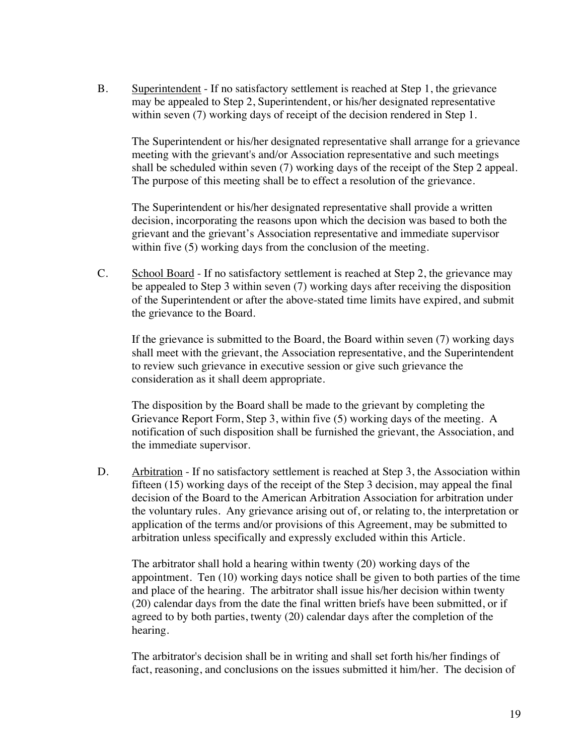B. <u>Superintendent</u> - If no satisfactory settlement is reached at Step 1, the grievance may be appealed to Step 2, Superintendent, or his/her designated representative within seven (7) working days of receipt of the decision rendered in Step 1.

The Superintendent or his/her designated representative shall arrange for a grievance meeting with the grievant's and/or Association representative and such meetings shall be scheduled within seven (7) working days of the receipt of the Step 2 appeal. The purpose of this meeting shall be to effect a resolution of the grievance.

The Superintendent or his/her designated representative shall provide a written decision, incorporating the reasons upon which the decision was based to both the grievant and the grievant's Association representative and immediate supervisor within five (5) working days from the conclusion of the meeting.

C. <u>School Board</u> - If no satisfactory settlement is reached at Step 2, the grievance may be appealed to Step 3 within seven (7) working days after receiving the disposition of the Superintendent or after the above-stated time limits have expired, and submit the grievance to the Board.

If the grievance is submitted to the Board, the Board within seven (7) working days shall meet with the grievant, the Association representative, and the Superintendent to review such grievance in executive session or give such grievance the consideration as it shall deem appropriate.

The disposition by the Board shall be made to the grievant by completing the Grievance Report Form, Step 3, within five (5) working days of the meeting. A notification of such disposition shall be furnished the grievant, the Association, and the immediate supervisor.

D. <u>Arbitration</u> - If no satisfactory settlement is reached at Step 3, the Association within fifteen (15) working days of the receipt of the Step 3 decision, may appeal the final decision of the Board to the American Arbitration Association for arbitration under the voluntary rules. Any grievance arising out of, or relating to, the interpretation or application of the terms and/or provisions of this Agreement, may be submitted to arbitration unless specifically and expressly excluded within this Article.

The arbitrator shall hold a hearing within twenty (20) working days of the appointment. Ten (10) working days notice shall be given to both parties of the time and place of the hearing. The arbitrator shall issue his/her decision within twenty (20) calendar days from the date the final written briefs have been submitted, or if agreed to by both parties, twenty (20) calendar days after the completion of the hearing.

The arbitrator's decision shall be in writing and shall set forth his/her findings of fact, reasoning, and conclusions on the issues submitted it him/her. The decision of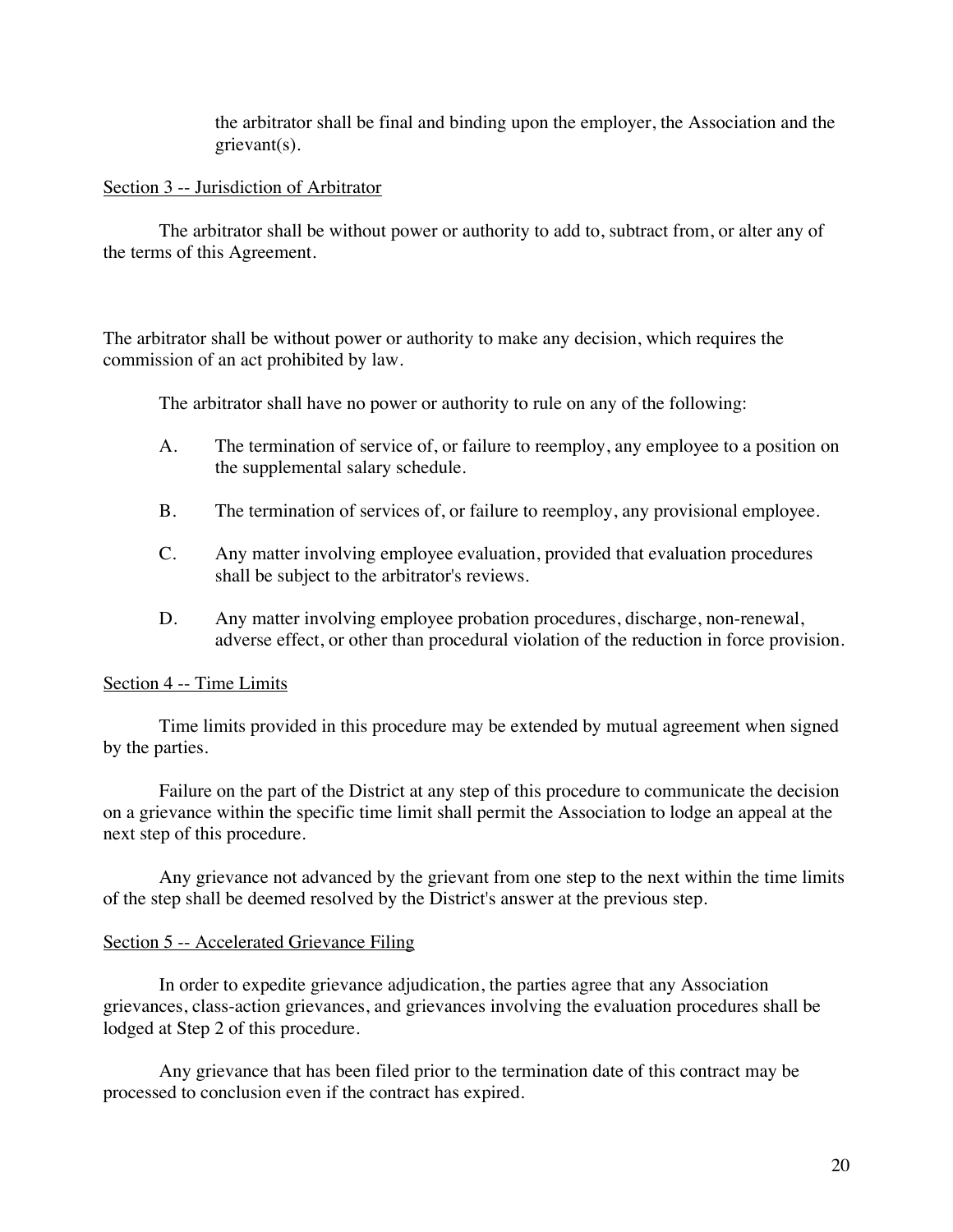the arbitrator shall be final and binding upon the employer, the Association and the grievant(s).

Section 3 -- Jurisdiction of Arbitrator

The arbitrator shall be without power or authority to add to, subtract from, or alter any of the terms of this Agreement.

The arbitrator shall be without power or authority to make any decision, which requires the commission of an act prohibited by law.

The arbitrator shall have no power or authority to rule on any of the following:

A. The termination of service of, or failure to reemploy, any employee to a position on the supplemental salary schedule.

B. The termination of services of, or failure to reemploy, any provisional employee.

C. Any matter involving employee evaluation, provided that evaluation procedures shall be subject to the arbitrator's reviews.

D. Any matter involving employee probation procedures, discharge, non-renewal, adverse effect, or other than procedural violation of the reduction in force provision.

Section 4 -- Time Limits

Time limits provided in this procedure may be extended by mutual agreement when signed by the parties.

Failure on the part of the District at any step of this procedure to communicate the decision on a grievance within the specific time limit shall permit the Association to lodge an appeal at the next step of this procedure.

Any grievance not advanced by the grievant from one step to the next within the time limits of the step shall be deemed resolved by the District's answer at the previous step.

Section 5 -- Accelerated Grievance Filing

In order to expedite grievance adjudication, the parties agree that any Association grievances, class-action grievances, and grievances involving the evaluation procedures shall be lodged at Step 2 of this procedure.

Any grievance that has been filed prior to the termination date of this contract may be processed to conclusion even if the contract has expired.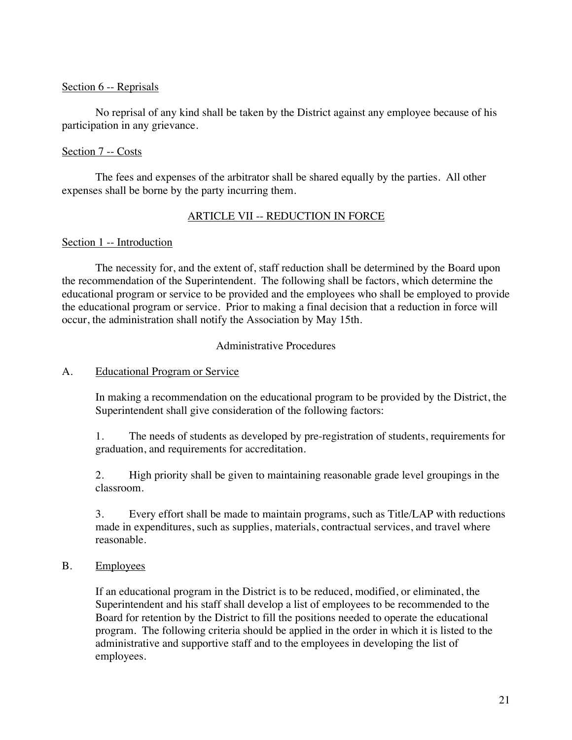Section 6 -- Reprisals

No reprisal of any kind shall be taken by the District against any employee because of his participation in any grievance.

Section 7 -- Costs

The fees and expenses of the arbitrator shall be shared equally by the parties. All other expenses shall be borne by the party incurring them.

## ARTICLE VII -- REDUCTION IN FORCE

Section 1 -- Introduction

The necessity for, and the extent of, staff reduction shall be determined by the Board upon the recommendation of the Superintendent. The following shall be factors, which determine the educational program or service to be provided and the employees who shall be employed to provide the educational program or service. Prior to making a final decision that a reduction in force will occur, the administration shall notify the Association by May 15th.

Administrative Procedures

A. Educational Program or Service

In making a recommendation on the educational program to be provided by the District, the Superintendent shall give consideration of the following factors:

1. The needs of students as developed by pre-registration of students, requirements for graduation, and requirements for accreditation.

2. High priority shall be given to maintaining reasonable grade level groupings in the classroom.

3. Every effort shall be made to maintain programs, such as Title/LAP with reductions made in expenditures, such as supplies, materials, contractual services, and travel where reasonable.

B. Employees

If an educational program in the District is to be reduced, modified, or eliminated, the Superintendent and his staff shall develop a list of employees to be recommended to the Board for retention by the District to fill the positions needed to operate the educational program. The following criteria should be applied in the order in which it is listed to the administrative and supportive staff and to the employees in developing the list of employees.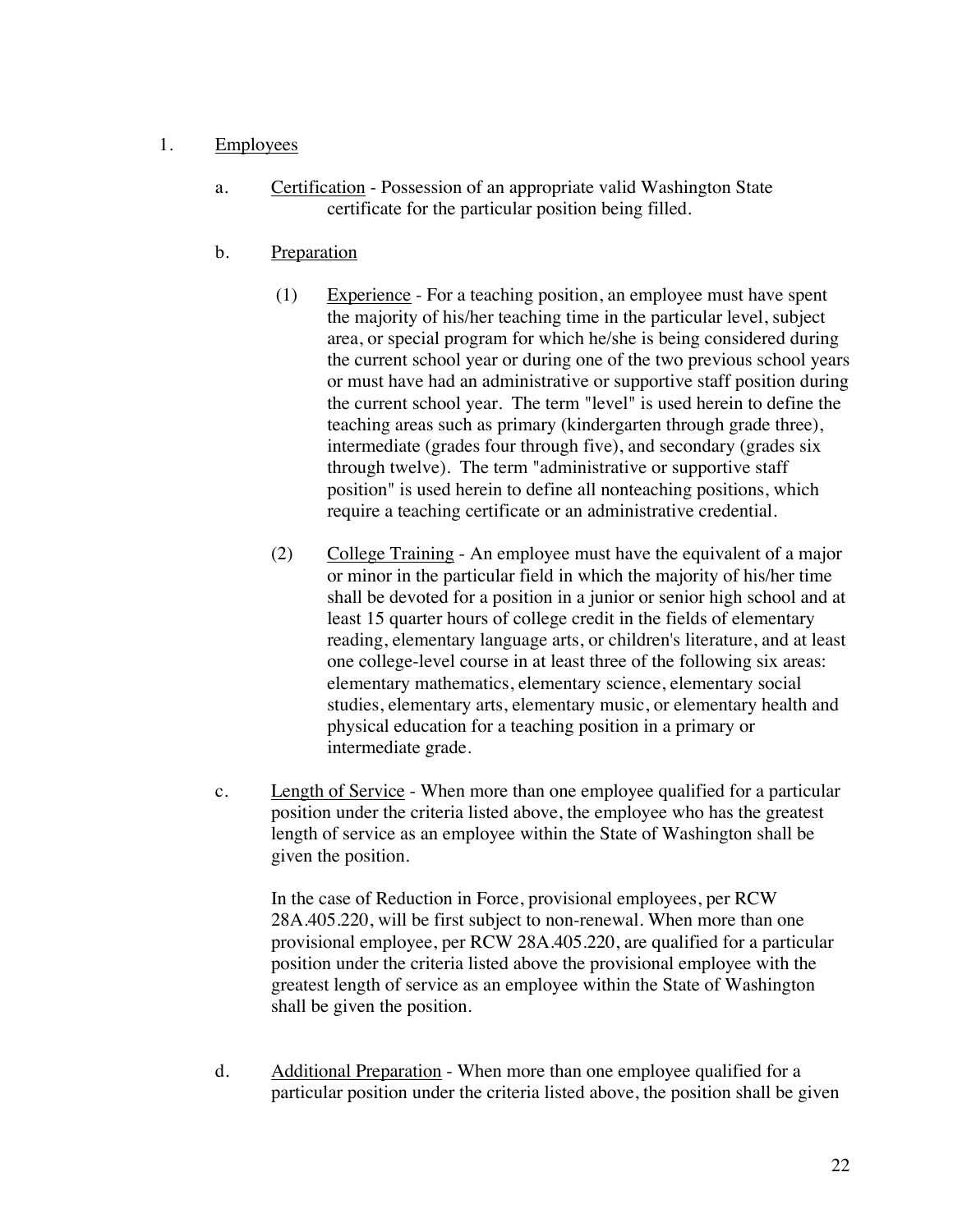1. Employees

   a. Certification - Possession of an appropriate valid Washington State certificate for the particular position being filled.

   b. Preparation

      (1) Experience - For a teaching position, an employee must have spent the majority of his/her teaching time in the particular level, subject area, or special program for which he/she is being considered during the current school year or during one of the two previous school years or must have had an administrative or supportive staff position during the current school year. The term "level" is used herein to define the teaching areas such as primary (kindergarten through grade three), intermediate (grades four through five), and secondary (grades six through twelve). The term "administrative or supportive staff position" is used herein to define all nonteaching positions, which require a teaching certificate or an administrative credential.

      (2) College Training - An employee must have the equivalent of a major or minor in the particular field in which the majority of his/her time shall be devoted for a position in a junior or senior high school and at least 15 quarter hours of college credit in the fields of elementary reading, elementary language arts, or children's literature, and at least one college-level course in at least three of the following six areas: elementary mathematics, elementary science, elementary social studies, elementary arts, elementary music, or elementary health and physical education for a teaching position in a primary or intermediate grade.

   c. Length of Service - When more than one employee qualified for a particular position under the criteria listed above, the employee who has the greatest length of service as an employee within the State of Washington shall be given the position.

      In the case of Reduction in Force, provisional employees, per RCW 28A.405.220, will be first subject to non-renewal. When more than one provisional employee, per RCW 28A.405.220, are qualified for a particular position under the criteria listed above the provisional employee with the greatest length of service as an employee within the State of Washington shall be given the position.

   d. Additional Preparation - When more than one employee qualified for a particular position under the criteria listed above, the position shall be given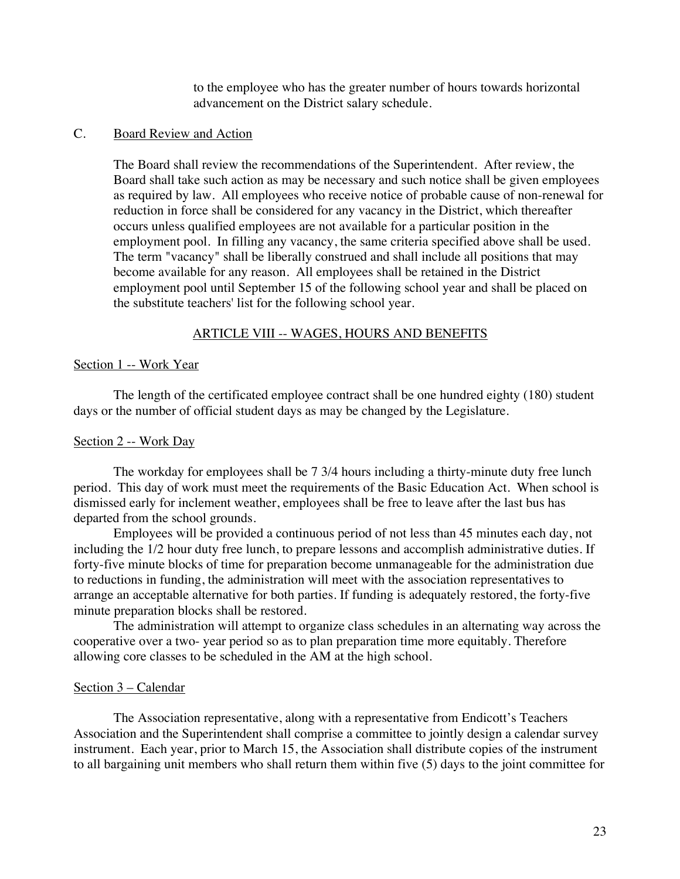to the employee who has the greater number of hours towards horizontal advancement on the District salary schedule.

C. Board Review and Action

The Board shall review the recommendations of the Superintendent. After review, the Board shall take such action as may be necessary and such notice shall be given employees as required by law. All employees who receive notice of probable cause of non-renewal for reduction in force shall be considered for any vacancy in the District, which thereafter occurs unless qualified employees are not available for a particular position in the employment pool. In filling any vacancy, the same criteria specified above shall be used. The term "vacancy" shall be liberally construed and shall include all positions that may become available for any reason. All employees shall be retained in the District employment pool until September 15 of the following school year and shall be placed on the substitute teachers' list for the following school year.

## ARTICLE VIII -- WAGES, HOURS AND BENEFITS

### Section 1 -- Work Year

The length of the certificated employee contract shall be one hundred eighty (180) student days or the number of official student days as may be changed by the Legislature.

### Section 2 -- Work Day

The workday for employees shall be 7 3/4 hours including a thirty-minute duty free lunch period. This day of work must meet the requirements of the Basic Education Act. When school is dismissed early for inclement weather, employees shall be free to leave after the last bus has departed from the school grounds.

Employees will be provided a continuous period of not less than 45 minutes each day, not including the 1/2 hour duty free lunch, to prepare lessons and accomplish administrative duties. If forty-five minute blocks of time for preparation become unmanageable for the administration due to reductions in funding, the administration will meet with the association representatives to arrange an acceptable alternative for both parties. If funding is adequately restored, the forty-five minute preparation blocks shall be restored.

The administration will attempt to organize class schedules in an alternating way across the cooperative over a two- year period so as to plan preparation time more equitably. Therefore allowing core classes to be scheduled in the AM at the high school.

### Section 3 – Calendar

The Association representative, along with a representative from Endicott's Teachers Association and the Superintendent shall comprise a committee to jointly design a calendar survey instrument. Each year, prior to March 15, the Association shall distribute copies of the instrument to all bargaining unit members who shall return them within five (5) days to the joint committee for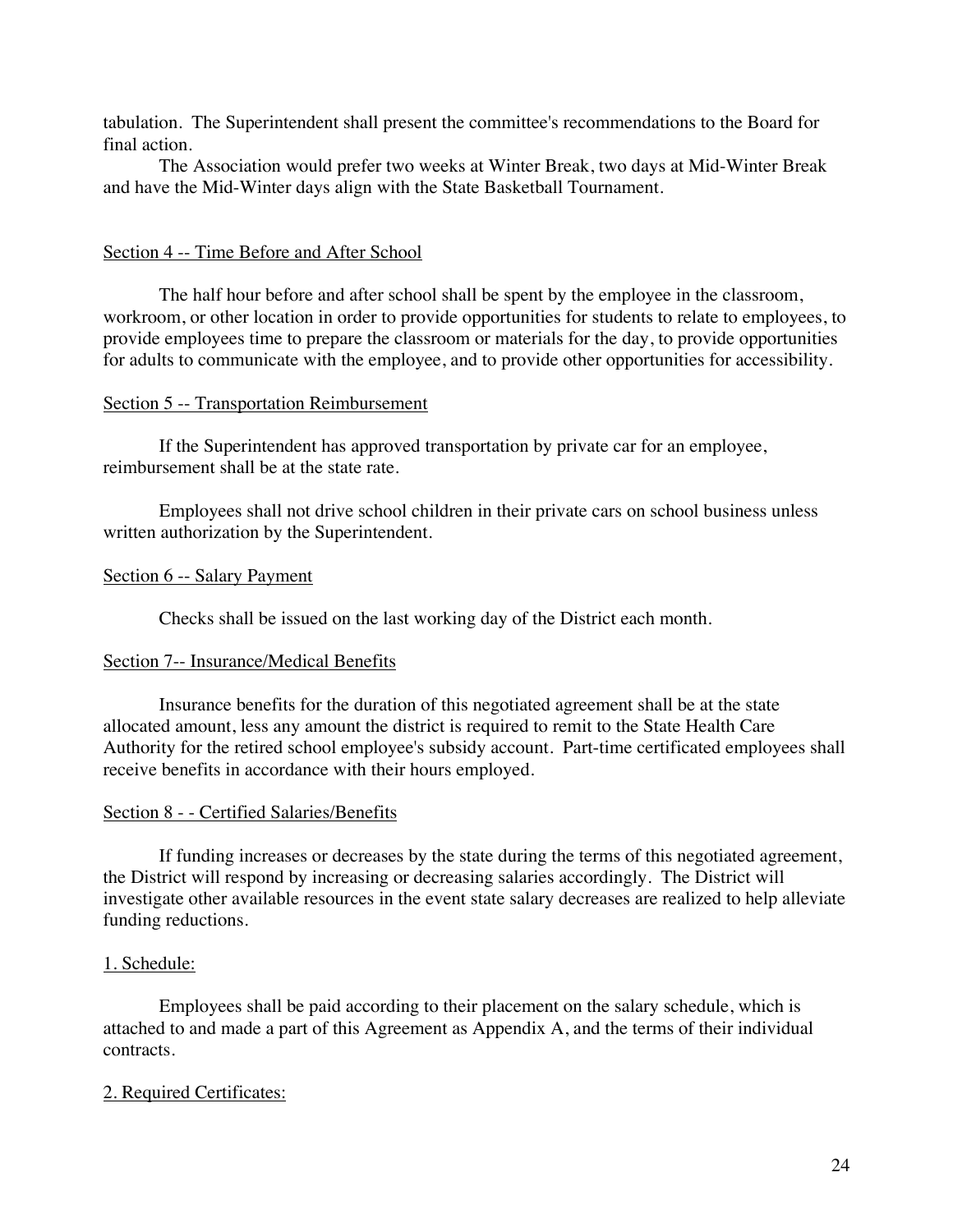tabulation. The Superintendent shall present the committee's recommendations to the Board for final action.

The Association would prefer two weeks at Winter Break, two days at Mid-Winter Break and have the Mid-Winter days align with the State Basketball Tournament.

Section 4 -- Time Before and After School

The half hour before and after school shall be spent by the employee in the classroom, workroom, or other location in order to provide opportunities for students to relate to employees, to provide employees time to prepare the classroom or materials for the day, to provide opportunities for adults to communicate with the employee, and to provide other opportunities for accessibility.

Section 5 -- Transportation Reimbursement

If the Superintendent has approved transportation by private car for an employee, reimbursement shall be at the state rate.

Employees shall not drive school children in their private cars on school business unless written authorization by the Superintendent.

Section 6 -- Salary Payment

Checks shall be issued on the last working day of the District each month.

Section 7-- Insurance/Medical Benefits

Insurance benefits for the duration of this negotiated agreement shall be at the state allocated amount, less any amount the district is required to remit to the State Health Care Authority for the retired school employee's subsidy account. Part-time certificated employees shall receive benefits in accordance with their hours employed.

Section 8 - - Certified Salaries/Benefits

If funding increases or decreases by the state during the terms of this negotiated agreement, the District will respond by increasing or decreasing salaries accordingly. The District will investigate other available resources in the event state salary decreases are realized to help alleviate funding reductions.

1. Schedule:

Employees shall be paid according to their placement on the salary schedule, which is attached to and made a part of this Agreement as Appendix A, and the terms of their individual contracts.

2. Required Certificates: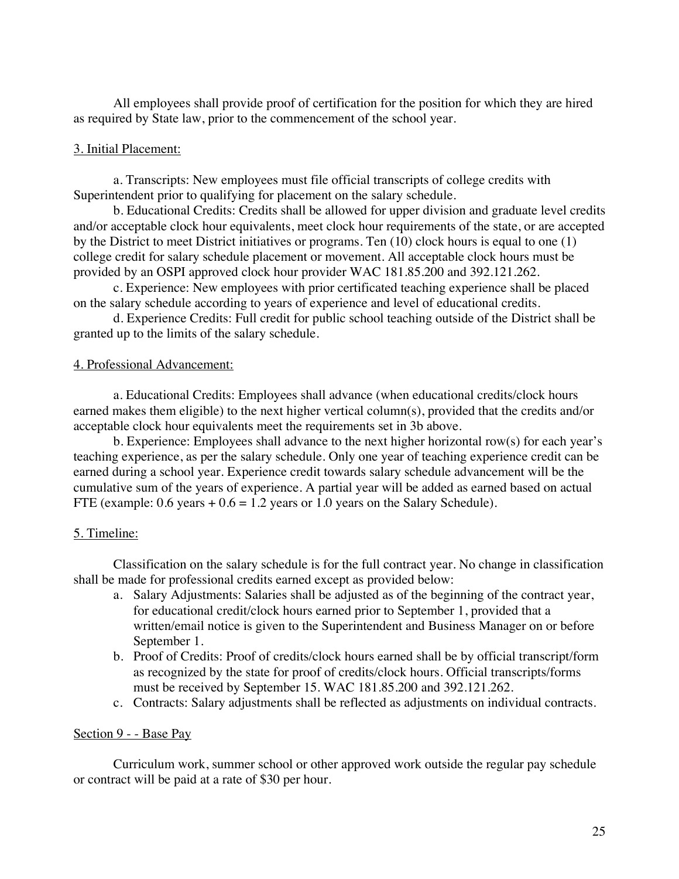All employees shall provide proof of certification for the position for which they are hired as required by State law, prior to the commencement of the school year.

3. Initial Placement:

a. Transcripts: New employees must file official transcripts of college credits with Superintendent prior to qualifying for placement on the salary schedule.

b. Educational Credits: Credits shall be allowed for upper division and graduate level credits and/or acceptable clock hour equivalents, meet clock hour requirements of the state, or are accepted by the District to meet District initiatives or programs. Ten (10) clock hours is equal to one (1) college credit for salary schedule placement or movement. All acceptable clock hours must be provided by an OSPI approved clock hour provider WAC 181.85.200 and 392.121.262.

c. Experience: New employees with prior certificated teaching experience shall be placed on the salary schedule according to years of experience and level of educational credits.

d. Experience Credits: Full credit for public school teaching outside of the District shall be granted up to the limits of the salary schedule.

4. Professional Advancement:

a. Educational Credits: Employees shall advance (when educational credits/clock hours earned makes them eligible) to the next higher vertical column(s), provided that the credits and/or acceptable clock hour equivalents meet the requirements set in 3b above.

b. Experience: Employees shall advance to the next higher horizontal row(s) for each year's teaching experience, as per the salary schedule. Only one year of teaching experience credit can be earned during a school year. Experience credit towards salary schedule advancement will be the cumulative sum of the years of experience. A partial year will be added as earned based on actual FTE (example: 0.6 years + 0.6 = 1.2 years or 1.0 years on the Salary Schedule).

5. Timeline:

Classification on the salary schedule is for the full contract year. No change in classification shall be made for professional credits earned except as provided below:

a. Salary Adjustments: Salaries shall be adjusted as of the beginning of the contract year, for educational credit/clock hours earned prior to September 1, provided that a written/email notice is given to the Superintendent and Business Manager on or before September 1.
b. Proof of Credits: Proof of credits/clock hours earned shall be by official transcript/form as recognized by the state for proof of credits/clock hours. Official transcripts/forms must be received by September 15. WAC 181.85.200 and 392.121.262.
c. Contracts: Salary adjustments shall be reflected as adjustments on individual contracts.

Section 9 - - Base Pay

Curriculum work, summer school or other approved work outside the regular pay schedule or contract will be paid at a rate of $30 per hour.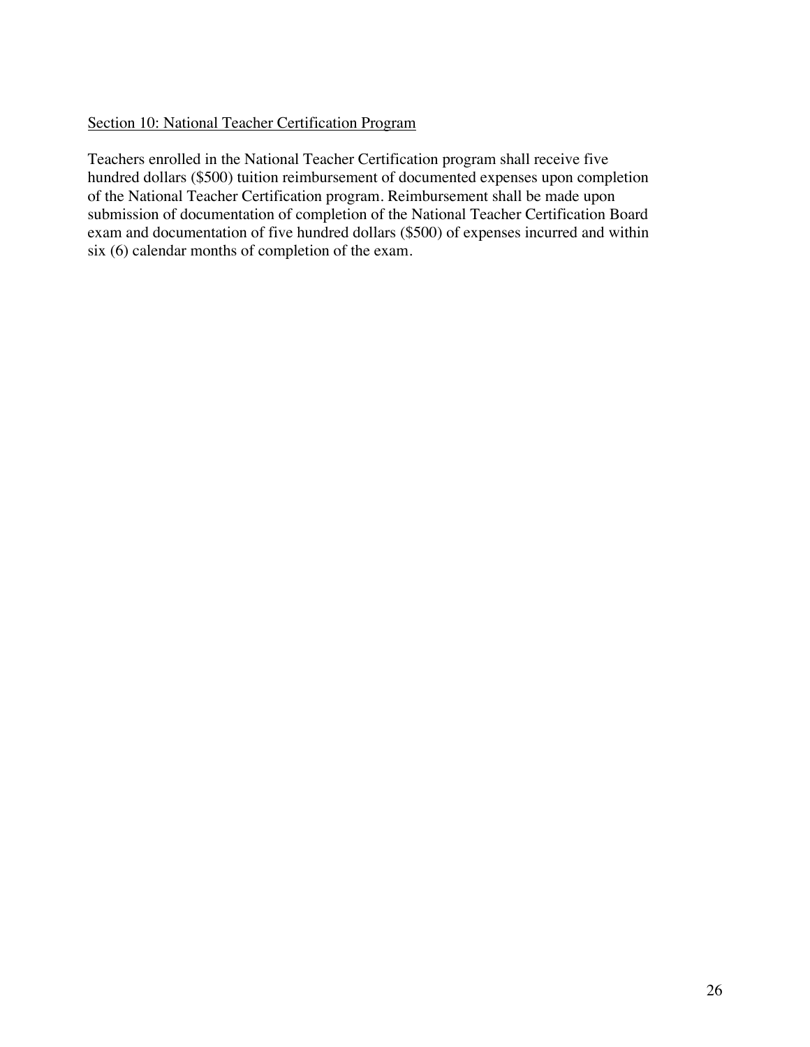<u>Section 10: National Teacher Certification Program</u>

Teachers enrolled in the National Teacher Certification program shall receive five hundred dollars ($500) tuition reimbursement of documented expenses upon completion of the National Teacher Certification program. Reimbursement shall be made upon submission of documentation of completion of the National Teacher Certification Board exam and documentation of five hundred dollars ($500) of expenses incurred and within six (6) calendar months of completion of the exam.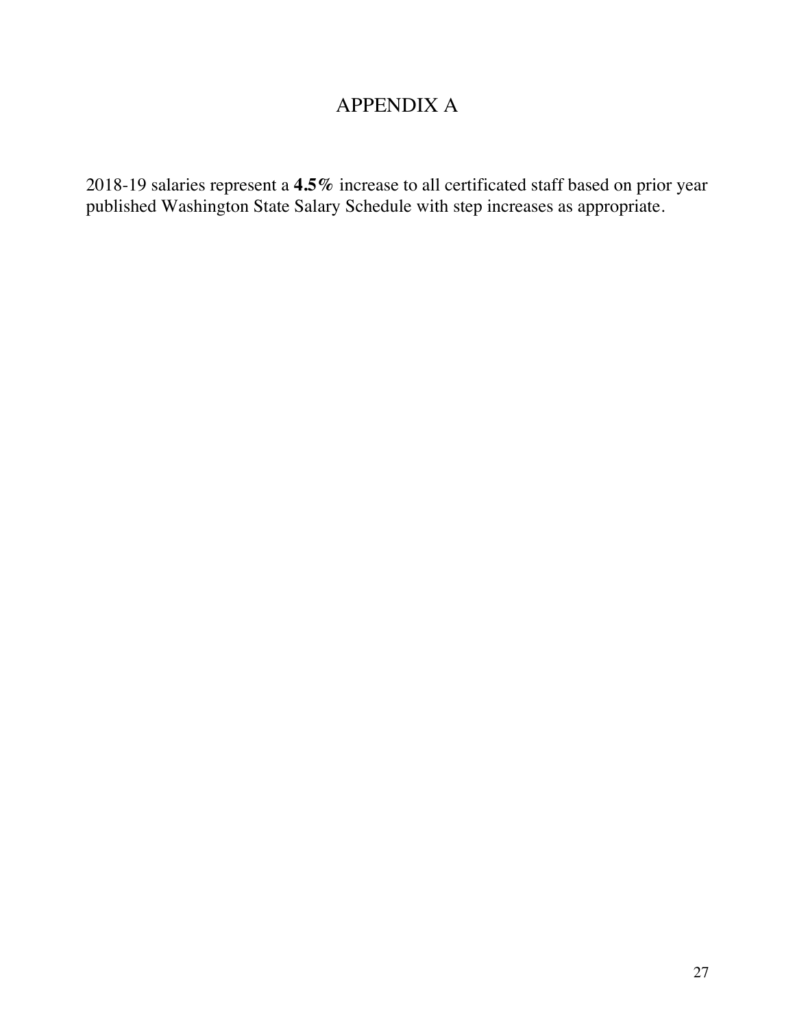# APPENDIX A

2018-19 salaries represent a **4.5%** increase to all certificated staff based on prior year published Washington State Salary Schedule with step increases as appropriate.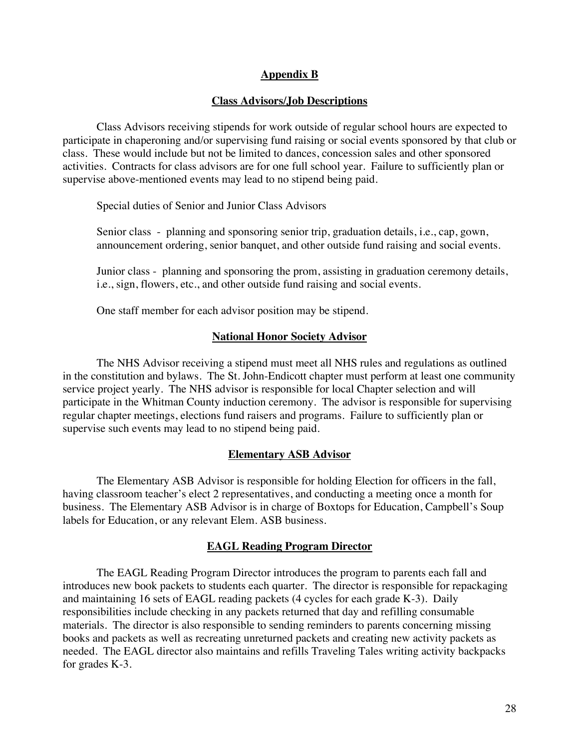## Appendix B

## Class Advisors/Job Descriptions

Class Advisors receiving stipends for work outside of regular school hours are expected to participate in chaperoning and/or supervising fund raising or social events sponsored by that club or class. These would include but not be limited to dances, concession sales and other sponsored activities. Contracts for class advisors are for one full school year. Failure to sufficiently plan or supervise above-mentioned events may lead to no stipend being paid.

Special duties of Senior and Junior Class Advisors

Senior class - planning and sponsoring senior trip, graduation details, i.e., cap, gown, announcement ordering, senior banquet, and other outside fund raising and social events.

Junior class - planning and sponsoring the prom, assisting in graduation ceremony details, i.e., sign, flowers, etc., and other outside fund raising and social events.

One staff member for each advisor position may be stipend.

## National Honor Society Advisor

The NHS Advisor receiving a stipend must meet all NHS rules and regulations as outlined in the constitution and bylaws. The St. John-Endicott chapter must perform at least one community service project yearly. The NHS advisor is responsible for local Chapter selection and will participate in the Whitman County induction ceremony. The advisor is responsible for supervising regular chapter meetings, elections fund raisers and programs. Failure to sufficiently plan or supervise such events may lead to no stipend being paid.

## Elementary ASB Advisor

The Elementary ASB Advisor is responsible for holding Election for officers in the fall, having classroom teacher's elect 2 representatives, and conducting a meeting once a month for business. The Elementary ASB Advisor is in charge of Boxtops for Education, Campbell's Soup labels for Education, or any relevant Elem. ASB business.

## EAGL Reading Program Director

The EAGL Reading Program Director introduces the program to parents each fall and introduces new book packets to students each quarter. The director is responsible for repackaging and maintaining 16 sets of EAGL reading packets (4 cycles for each grade K-3). Daily responsibilities include checking in any packets returned that day and refilling consumable materials. The director is also responsible to sending reminders to parents concerning missing books and packets as well as recreating unreturned packets and creating new activity packets as needed. The EAGL director also maintains and refills Traveling Tales writing activity backpacks for grades K-3.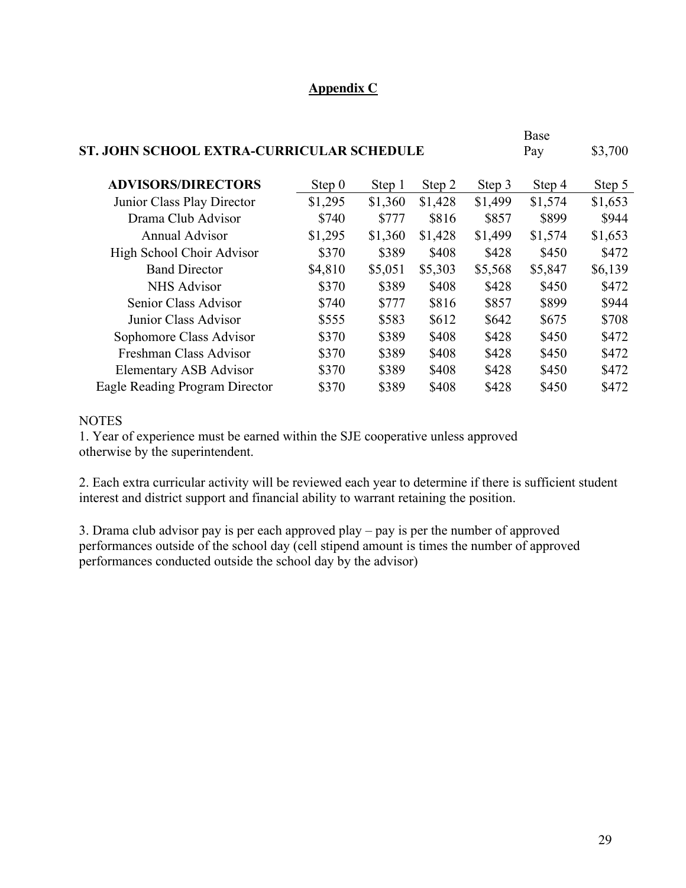## Appendix C

**ST. JOHN SCHOOL EXTRA-CURRICULAR SCHEDULE** Base Pay $3,700

| ADVISORS/DIRECTORS | Step 0 | Step 1 | Step 2 | Step 3 | Step 4 | Step 5 |
|---|---|---|---|---|---|---|
| Junior Class Play Director | $1,295 | $1,360 | $1,428 | $1,499 | $1,574 | $1,653 |
| Drama Club Advisor | $740 | $777 | $816 | $857 | $899 | $944 |
| Annual Advisor | $1,295 | $1,360 | $1,428 | $1,499 | $1,574 | $1,653 |
| High School Choir Advisor | $370 | $389 | $408 | $428 | $450 | $472 |
| Band Director | $4,810 | $5,051 | $5,303 | $5,568 | $5,847 | $6,139 |
| NHS Advisor | $370 | $389 | $408 | $428 | $450 | $472 |
| Senior Class Advisor | $740 | $777 | $816 | $857 | $899 | $944 |
| Junior Class Advisor | $555 | $583 | $612 | $642 | $675 | $708 |
| Sophomore Class Advisor | $370 | $389 | $408 | $428 | $450 | $472 |
| Freshman Class Advisor | $370 | $389 | $408 | $428 | $450 | $472 |
| Elementary ASB Advisor | $370 | $389 | $408 | $428 | $450 | $472 |
| Eagle Reading Program Director | $370 | $389 | $408 | $428 | $450 | $472 |

NOTES

1. Year of experience must be earned within the SJE cooperative unless approved otherwise by the superintendent.

2. Each extra curricular activity will be reviewed each year to determine if there is sufficient student interest and district support and financial ability to warrant retaining the position.

3. Drama club advisor pay is per each approved play – pay is per the number of approved performances outside of the school day (cell stipend amount is times the number of approved performances conducted outside the school day by the advisor)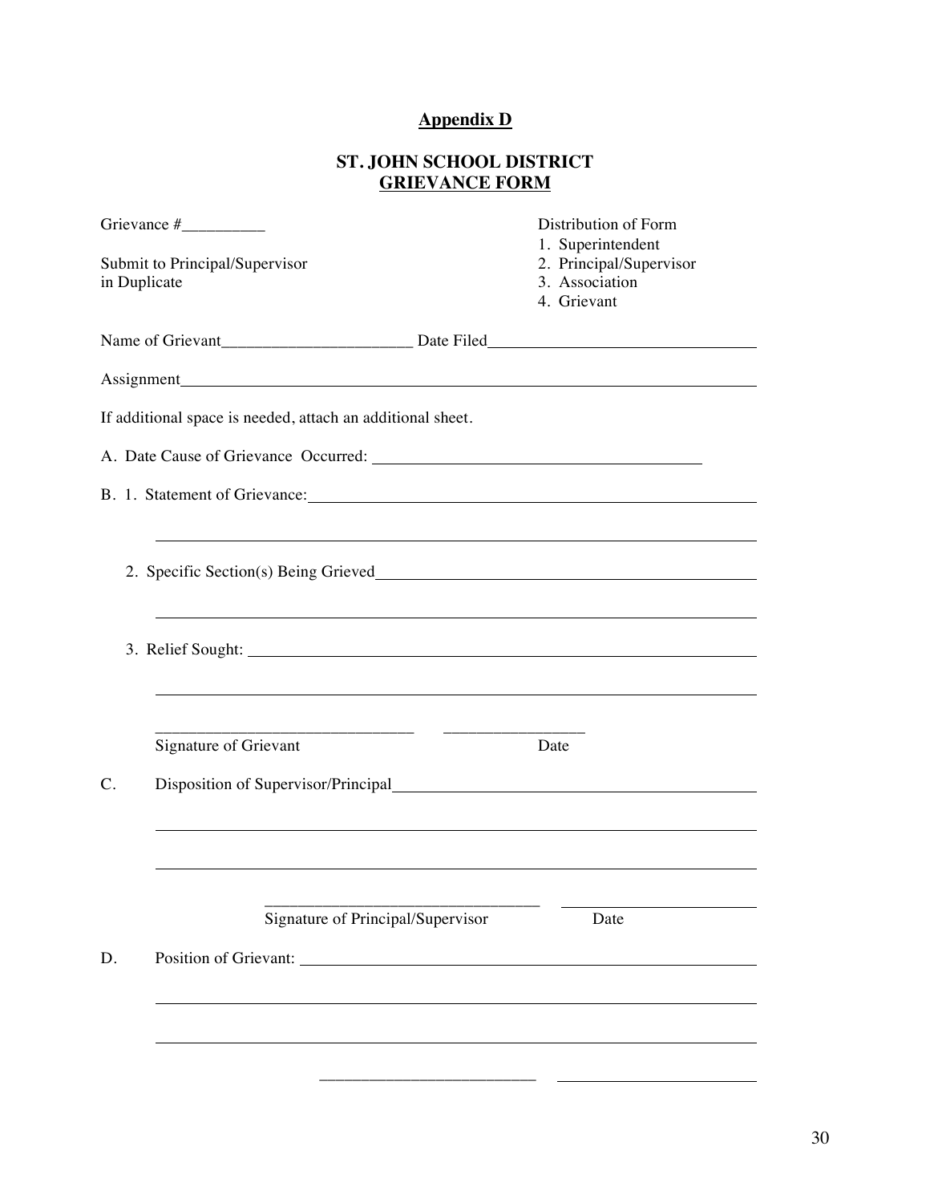# Appendix D

## ST. JOHN SCHOOL DISTRICT
## GRIEVANCE FORM

Grievance #__________

Submit to Principal/Supervisor
in Duplicate

Distribution of Form

1. Superintendent
2. Principal/Supervisor
3. Association
4. Grievant

Name of Grievant_______________________ Date Filed________________________________

Assignment____________________________________________________________________

If additional space is needed, attach an additional sheet.

A. Date Cause of Grievance Occurred: ________________________________________

B. 1. Statement of Grievance:________________________________________________________

______________________________________________________________________________

2. Specific Section(s) Being Grieved______________________________________________

______________________________________________________________________________

3. Relief Sought: ________________________________________________________________

______________________________________________________________________________

_______________________________ _________________

Signature of Grievant Date

C. Disposition of Supervisor/Principal______________________________________________

______________________________________________________________________________

______________________________________________________________________________

_________________________________ ________________________

Signature of Principal/Supervisor Date

D. Position of Grievant: ________________________________________________________

______________________________________________________________________________

______________________________________________________________________________

__________________________ ________________________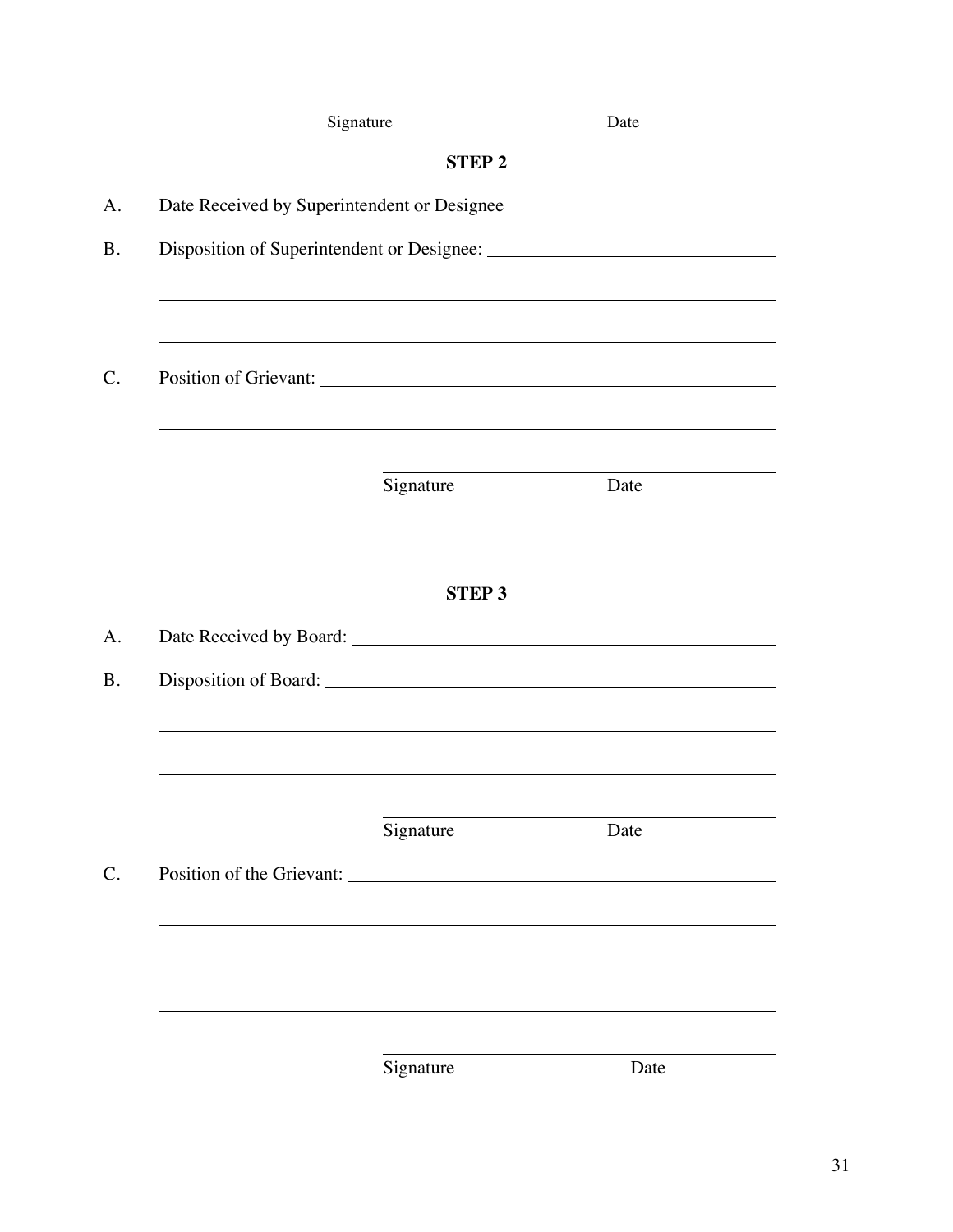Signature Date

**STEP 2**

A. Date Received by Superintendent or Designee\_\_\_\_\_\_\_\_\_\_\_\_\_\_\_\_\_\_\_\_\_\_\_\_\_\_\_\_

B. Disposition of Superintendent or Designee: \_\_\_\_\_\_\_\_\_\_\_\_\_\_\_\_\_\_\_\_\_\_\_\_\_\_\_\_

\_\_\_\_\_\_\_\_\_\_\_\_\_\_\_\_\_\_\_\_\_\_\_\_\_\_\_\_\_\_\_\_\_\_\_\_\_\_\_\_\_\_\_\_\_\_\_\_\_\_\_\_\_\_\_\_\_\_\_\_\_\_\_\_\_\_\_\_\_\_

\_\_\_\_\_\_\_\_\_\_\_\_\_\_\_\_\_\_\_\_\_\_\_\_\_\_\_\_\_\_\_\_\_\_\_\_\_\_\_\_\_\_\_\_\_\_\_\_\_\_\_\_\_\_\_\_\_\_\_\_\_\_\_\_\_\_\_\_\_\_

C. Position of Grievant: \_\_\_\_\_\_\_\_\_\_\_\_\_\_\_\_\_\_\_\_\_\_\_\_\_\_\_\_\_\_\_\_\_\_\_\_\_\_\_\_\_\_\_\_\_\_\_

\_\_\_\_\_\_\_\_\_\_\_\_\_\_\_\_\_\_\_\_\_\_\_\_\_\_\_\_\_\_\_\_\_\_\_\_\_\_\_\_\_\_\_\_\_\_\_\_\_\_\_\_\_\_\_\_\_\_\_\_\_\_\_\_\_\_\_\_\_\_

\_\_\_\_\_\_\_\_\_\_\_\_\_\_\_\_\_\_\_\_\_\_\_\_\_\_\_\_\_\_\_\_\_\_\_\_\_\_\_\_\_\_\_\_
Signature Date

**STEP 3**

A. Date Received by Board: \_\_\_\_\_\_\_\_\_\_\_\_\_\_\_\_\_\_\_\_\_\_\_\_\_\_\_\_\_\_\_\_\_\_\_\_\_\_\_\_\_\_\_\_

B. Disposition of Board: \_\_\_\_\_\_\_\_\_\_\_\_\_\_\_\_\_\_\_\_\_\_\_\_\_\_\_\_\_\_\_\_\_\_\_\_\_\_\_\_\_\_\_\_\_\_\_

\_\_\_\_\_\_\_\_\_\_\_\_\_\_\_\_\_\_\_\_\_\_\_\_\_\_\_\_\_\_\_\_\_\_\_\_\_\_\_\_\_\_\_\_\_\_\_\_\_\_\_\_\_\_\_\_\_\_\_\_\_\_\_\_\_\_\_\_\_\_

\_\_\_\_\_\_\_\_\_\_\_\_\_\_\_\_\_\_\_\_\_\_\_\_\_\_\_\_\_\_\_\_\_\_\_\_\_\_\_\_\_\_\_\_\_\_\_\_\_\_\_\_\_\_\_\_\_\_\_\_\_\_\_\_\_\_\_\_\_\_

\_\_\_\_\_\_\_\_\_\_\_\_\_\_\_\_\_\_\_\_\_\_\_\_\_\_\_\_\_\_\_\_\_\_\_\_\_\_\_\_\_\_\_\_
Signature Date

C. Position of the Grievant: \_\_\_\_\_\_\_\_\_\_\_\_\_\_\_\_\_\_\_\_\_\_\_\_\_\_\_\_\_\_\_\_\_\_\_\_\_\_\_\_\_\_\_\_

\_\_\_\_\_\_\_\_\_\_\_\_\_\_\_\_\_\_\_\_\_\_\_\_\_\_\_\_\_\_\_\_\_\_\_\_\_\_\_\_\_\_\_\_\_\_\_\_\_\_\_\_\_\_\_\_\_\_\_\_\_\_\_\_\_\_\_\_\_\_

\_\_\_\_\_\_\_\_\_\_\_\_\_\_\_\_\_\_\_\_\_\_\_\_\_\_\_\_\_\_\_\_\_\_\_\_\_\_\_\_\_\_\_\_\_\_\_\_\_\_\_\_\_\_\_\_\_\_\_\_\_\_\_\_\_\_\_\_\_\_

\_\_\_\_\_\_\_\_\_\_\_\_\_\_\_\_\_\_\_\_\_\_\_\_\_\_\_\_\_\_\_\_\_\_\_\_\_\_\_\_\_\_\_\_\_\_\_\_\_\_\_\_\_\_\_\_\_\_\_\_\_\_\_\_\_\_\_\_\_\_

\_\_\_\_\_\_\_\_\_\_\_\_\_\_\_\_\_\_\_\_\_\_\_\_\_\_\_\_\_\_\_\_\_\_\_\_\_\_\_\_\_\_\_\_
Signature Date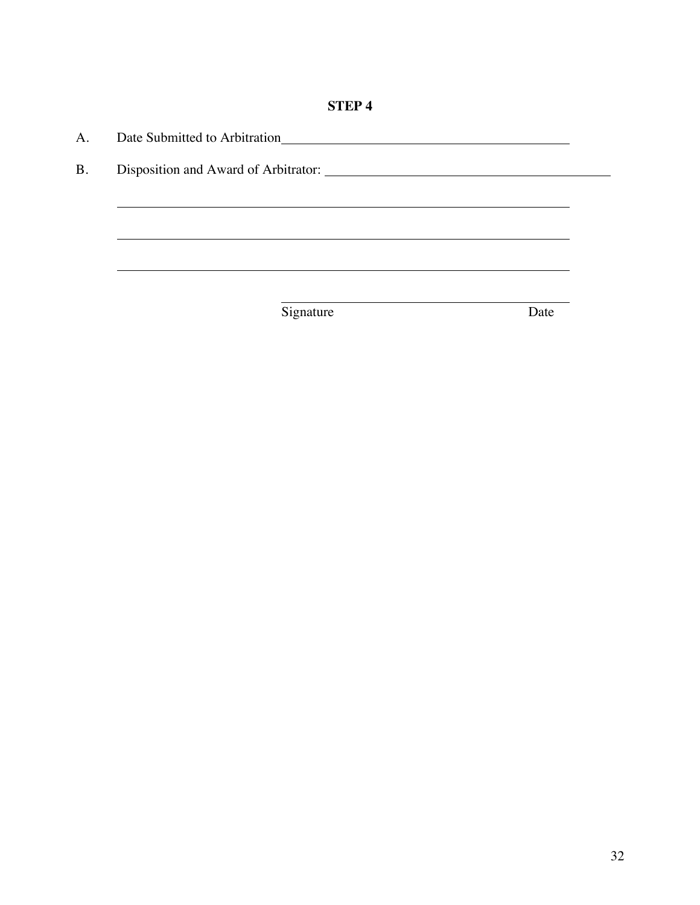**STEP 4**

A. Date Submitted to Arbitration\_\_\_\_\_\_\_\_\_\_\_\_\_\_\_\_\_\_\_\_\_\_\_\_\_\_\_\_\_\_\_\_\_\_\_\_\_\_\_\_

B. Disposition and Award of Arbitrator: \_\_\_\_\_\_\_\_\_\_\_\_\_\_\_\_\_\_\_\_\_\_\_\_\_\_\_\_\_\_\_\_\_\_\_\_\_\_\_\_

\_\_\_\_\_\_\_\_\_\_\_\_\_\_\_\_\_\_\_\_\_\_\_\_\_\_\_\_\_\_\_\_\_\_\_\_\_\_\_\_\_\_\_\_\_\_\_\_\_\_\_\_\_\_\_\_\_\_\_\_\_\_\_\_

\_\_\_\_\_\_\_\_\_\_\_\_\_\_\_\_\_\_\_\_\_\_\_\_\_\_\_\_\_\_\_\_\_\_\_\_\_\_\_\_\_\_\_\_\_\_\_\_\_\_\_\_\_\_\_\_\_\_\_\_\_\_\_\_

\_\_\_\_\_\_\_\_\_\_\_\_\_\_\_\_\_\_\_\_\_\_\_\_\_\_\_\_\_\_\_\_\_\_\_\_\_\_\_\_\_\_\_\_\_\_\_\_\_\_\_\_\_\_\_\_\_\_\_\_\_\_\_\_

\_\_\_\_\_\_\_\_\_\_\_\_\_\_\_\_\_\_\_\_\_\_\_\_\_\_\_\_\_\_\_\_\_\_\_\_\_\_\_\_

Signature Date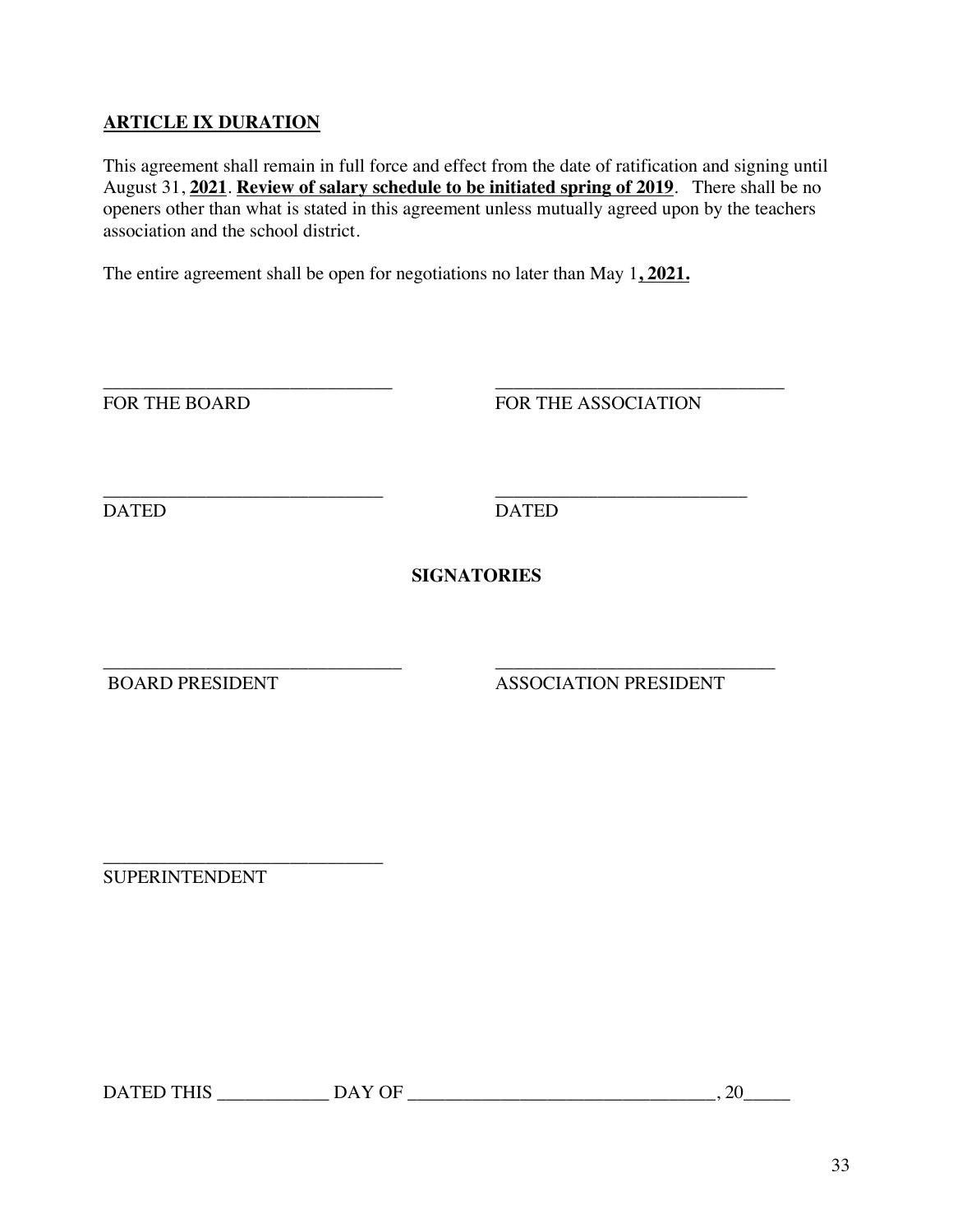**<u>ARTICLE IX DURATION</u>**

This agreement shall remain in full force and effect from the date of ratification and signing until August 31, **<u>2021</u>**. **<u>Review of salary schedule to be initiated spring of 2019</u>**. There shall be no openers other than what is stated in this agreement unless mutually agreed upon by the teachers association and the school district.

The entire agreement shall be open for negotiations no later than May 1**<u>, 2021.</u>**

______________________________ ______________________________
FOR THE BOARD FOR THE ASSOCIATION

______________________________ ______________________________
DATED DATED

**SIGNATORIES**

______________________________ ______________________________
BOARD PRESIDENT ASSOCIATION PRESIDENT

______________________________
SUPERINTENDENT

DATED THIS ____________ DAY OF ________________________________, 20_____